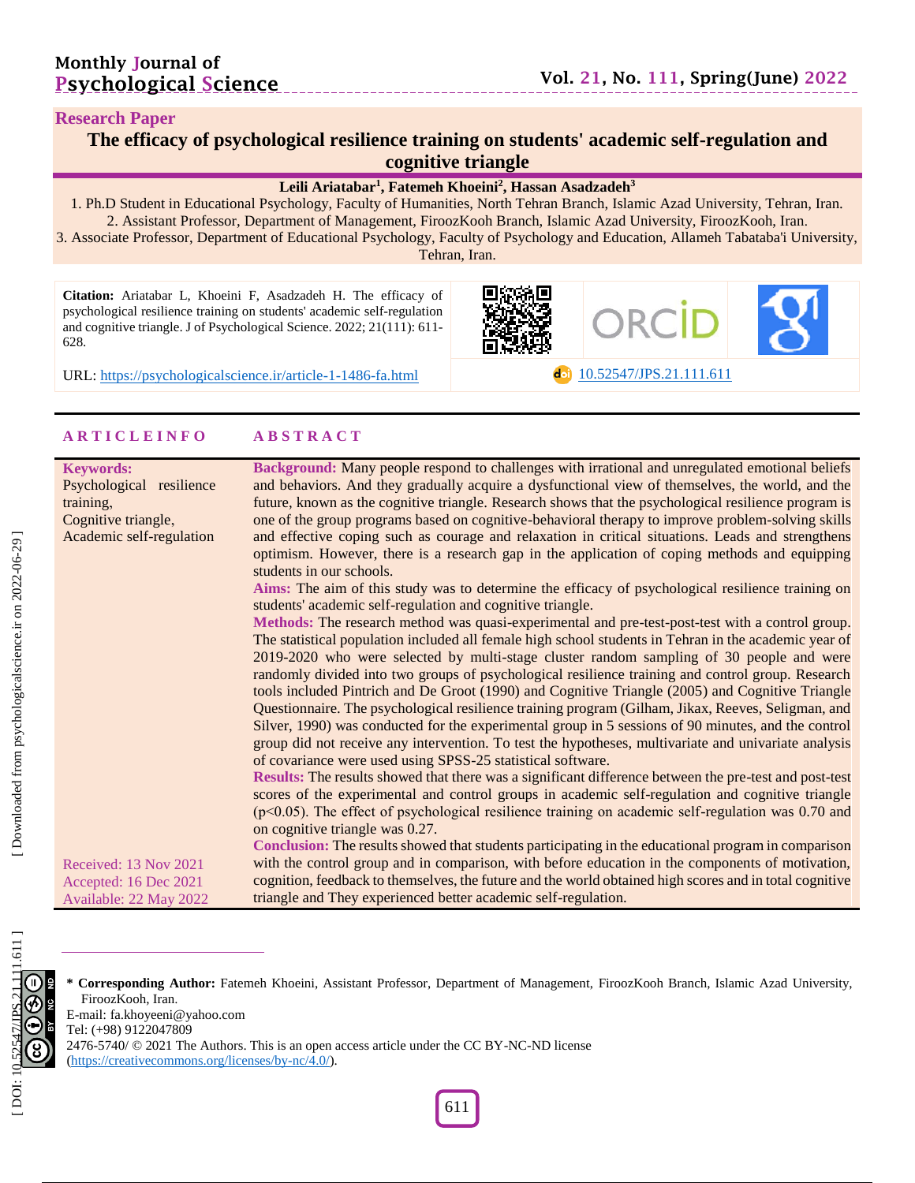**Research Paper**

# The efficacy of psychological resilience training on students' academic self-regulation and cognitive triangle

**Leili Ariatabar[1], Fatemeh Khoeini[2], Hassan Asadzadeh[3]**

1. Ph.D Student in Educational Psychology, Faculty of Humanities, North Tehran Branch, Islamic Azad University, Tehran, Iran.
2. Assistant Professor, Department of Management, FiroozKooh Branch, Islamic Azad University, FiroozKooh, Iran.
3. Associate Professor, Department of Educational Psychology, Faculty of Psychology and Education, Allameh Tabataba'i University, Tehran, Iran.

**Citation:** Ariatabar L, Khoeini F, Asadzadeh H. The efficacy of psychological resilience training on students' academic self-regulation and cognitive triangle. J of Psychological Science. 2022; 21(111): 611-628.

URL: https://psychologicalscience.ir/article-1-1486-fa.html

10.52547/JPS.21.111.611

## ARTICLE INFO

**Keywords:**
Psychological resilience training,
Cognitive triangle,
Academic self-regulation

Received: 13 Nov 2021
Accepted: 16 Dec 2021
Available: 22 May 2022

## ABSTRACT

**Background:** Many people respond to challenges with irrational and unregulated emotional beliefs and behaviors. And they gradually acquire a dysfunctional view of themselves, the world, and the future, known as the cognitive triangle. Research shows that the psychological resilience program is one of the group programs based on cognitive-behavioral therapy to improve problem-solving skills and effective coping such as courage and relaxation in critical situations. Leads and strengthens optimism. However, there is a research gap in the application of coping methods and equipping students in our schools.

**Aims:** The aim of this study was to determine the efficacy of psychological resilience training on students' academic self-regulation and cognitive triangle.

**Methods:** The research method was quasi-experimental and pre-test-post-test with a control group. The statistical population included all female high school students in Tehran in the academic year of 2019-2020 who were selected by multi-stage cluster random sampling of 30 people and were randomly divided into two groups of psychological resilience training and control group. Research tools included Pintrich and De Groot (1990) and Cognitive Triangle (2005) and Cognitive Triangle Questionnaire. The psychological resilience training program (Gilham, Jikax, Reeves, Seligman, and Silver, 1990) was conducted for the experimental group in 5 sessions of 90 minutes, and the control group did not receive any intervention. To test the hypotheses, multivariate and univariate analysis of covariance were used using SPSS-25 statistical software.

**Results:** The results showed that there was a significant difference between the pre-test and post-test scores of the experimental and control groups in academic self-regulation and cognitive triangle ($p<0.05$). The effect of psychological resilience training on academic self-regulation was 0.70 and on cognitive triangle was 0.27.

**Conclusion:** The results showed that students participating in the educational program in comparison with the control group and in comparison, with before education in the components of motivation, cognition, feedback to themselves, the future and the world obtained high scores and in total cognitive triangle and They experienced better academic self-regulation.

---

**\* Corresponding Author:** Fatemeh Khoeini, Assistant Professor, Department of Management, FiroozKooh Branch, Islamic Azad University, FiroozKooh, Iran.
E-mail: fa.khoyeeni@yahoo.com
Tel: (+98) 9122047809
2476-5740/ © 2021 The Authors. This is an open access article under the CC BY-NC-ND license (https://creativecommons.org/licenses/by-nc/4.0/).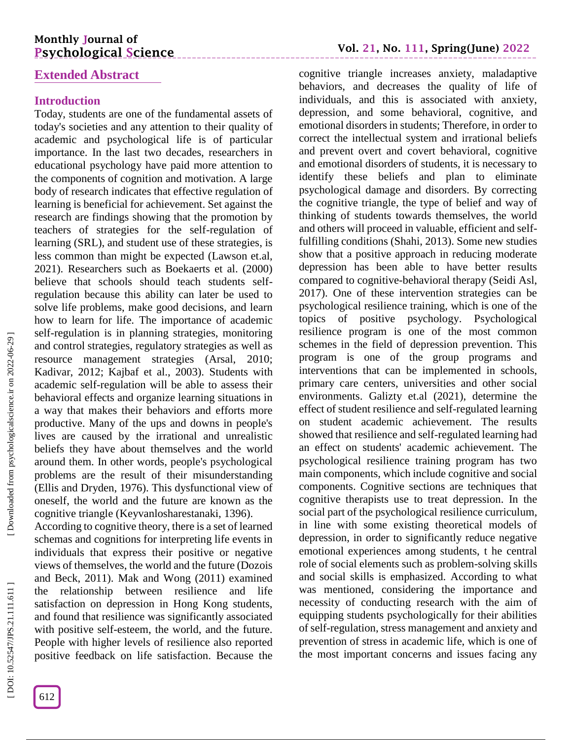## Extended Abstract

### Introduction

Today, students are one of the fundamental assets of today's societies and any attention to their quality of academic and psychological life is of particular importance. In the last two decades, researchers in educational psychology have paid more attention to the components of cognition and motivation. A large body of research indicates that effective regulation of learning is beneficial for achievement. Set against the research are findings showing that the promotion by teachers of strategies for the self-regulation of learning (SRL), and student use of these strategies, is less common than might be expected (Lawson et.al, 2021). Researchers such as Boekaerts et al. (2000) believe that schools should teach students self-regulation because this ability can later be used to solve life problems, make good decisions, and learn how to learn for life. The importance of academic self-regulation is in planning strategies, monitoring and control strategies, regulatory strategies as well as resource management strategies (Arsal, 2010; Kadivar, 2012; Kajbaf et al., 2003). Students with academic self-regulation will be able to assess their behavioral effects and organize learning situations in a way that makes their behaviors and efforts more productive. Many of the ups and downs in people's lives are caused by the irrational and unrealistic beliefs they have about themselves and the world around them. In other words, people's psychological problems are the result of their misunderstanding (Ellis and Dryden, 1976). This dysfunctional view of oneself, the world and the future are known as the cognitive triangle (Keyvanlosharestanaki, 1396).

According to cognitive theory, there is a set of learned schemas and cognitions for interpreting life events in individuals that express their positive or negative views of themselves, the world and the future (Dozois and Beck, 2011). Mak and Wong (2011) examined the relationship between resilience and life satisfaction on depression in Hong Kong students, and found that resilience was significantly associated with positive self-esteem, the world, and the future. People with higher levels of resilience also reported positive feedback on life satisfaction. Because the cognitive triangle increases anxiety, maladaptive behaviors, and decreases the quality of life of individuals, and this is associated with anxiety, depression, and some behavioral, cognitive, and emotional disorders in students; Therefore, in order to correct the intellectual system and irrational beliefs and prevent overt and covert behavioral, cognitive and emotional disorders of students, it is necessary to identify these beliefs and plan to eliminate psychological damage and disorders. By correcting the cognitive triangle, the type of belief and way of thinking of students towards themselves, the world and others will proceed in valuable, efficient and self-fulfilling conditions (Shahi, 2013). Some new studies show that a positive approach in reducing moderate depression has been able to have better results compared to cognitive-behavioral therapy (Seidi Asl, 2017). One of these intervention strategies can be psychological resilience training, which is one of the topics of positive psychology. Psychological resilience program is one of the most common schemes in the field of depression prevention. This program is one of the group programs and interventions that can be implemented in schools, primary care centers, universities and other social environments. Galizty et.al (2021), determine the effect of student resilience and self-regulated learning on student academic achievement. The results showed that resilience and self-regulated learning had an effect on students' academic achievement. The psychological resilience training program has two main components, which include cognitive and social components. Cognitive sections are techniques that cognitive therapists use to treat depression. In the social part of the psychological resilience curriculum, in line with some existing theoretical models of depression, in order to significantly reduce negative emotional experiences among students, t he central role of social elements such as problem-solving skills and social skills is emphasized. According to what was mentioned, considering the importance and necessity of conducting research with the aim of equipping students psychologically for their abilities of self-regulation, stress management and anxiety and prevention of stress in academic life, which is one of the most important concerns and issues facing any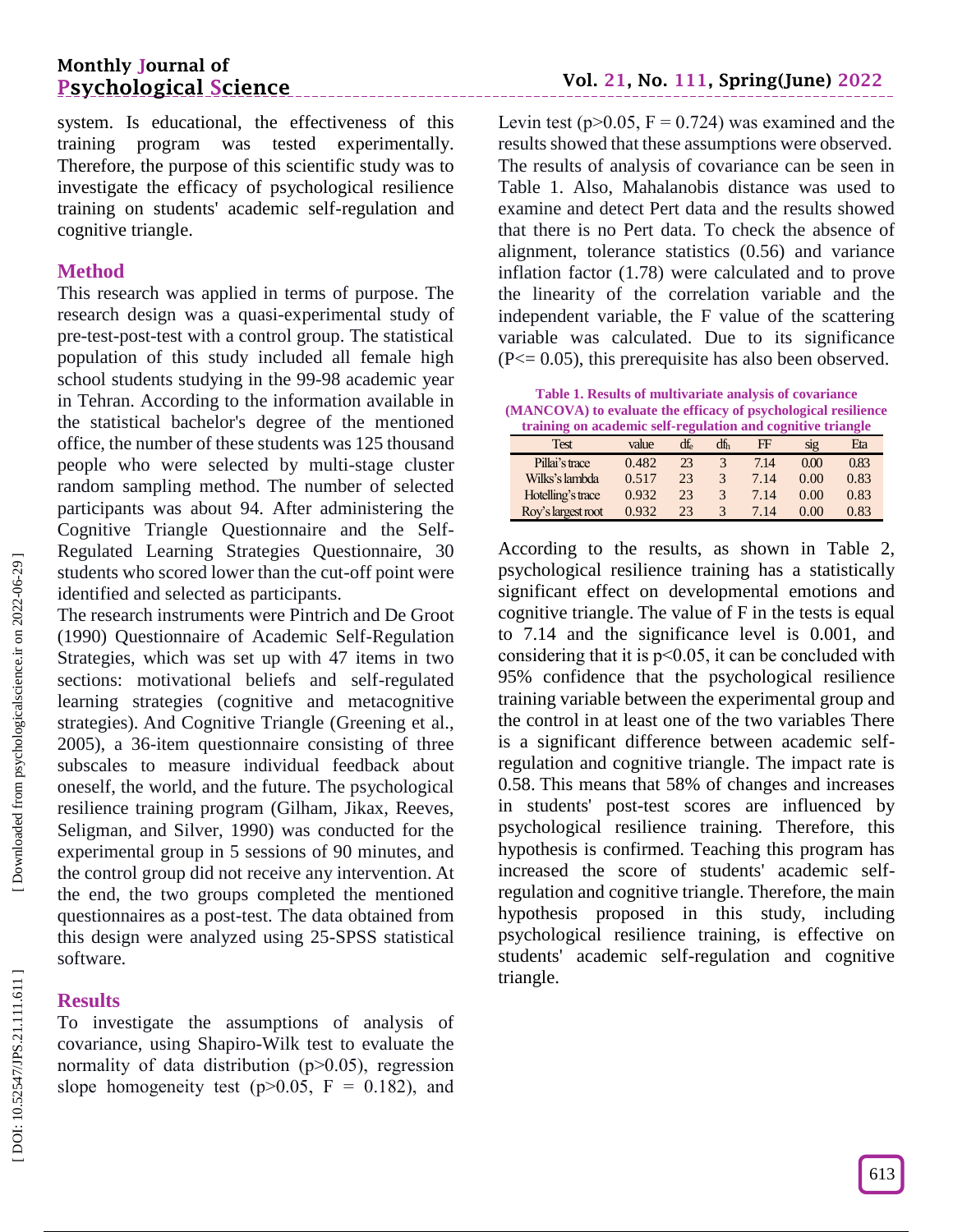system. Is educational, the effectiveness of this training program was tested experimentally. Therefore, the purpose of this scientific study was to investigate the efficacy of psychological resilience training on students' academic self-regulation and cognitive triangle.

## Method

This research was applied in terms of purpose. The research design was a quasi-experimental study of pre-test-post-test with a control group. The statistical population of this study included all female high school students studying in the 99-98 academic year in Tehran. According to the information available in the statistical bachelor's degree of the mentioned office, the number of these students was 125 thousand people who were selected by multi-stage cluster random sampling method. The number of selected participants was about 94. After administering the Cognitive Triangle Questionnaire and the Self-Regulated Learning Strategies Questionnaire, 30 students who scored lower than the cut-off point were identified and selected as participants.

The research instruments were Pintrich and De Groot (1990) Questionnaire of Academic Self-Regulation Strategies, which was set up with 47 items in two sections: motivational beliefs and self-regulated learning strategies (cognitive and metacognitive strategies). And Cognitive Triangle (Greening et al., 2005), a 36-item questionnaire consisting of three subscales to measure individual feedback about oneself, the world, and the future. The psychological resilience training program (Gilham, Jikax, Reeves, Seligman, and Silver, 1990) was conducted for the experimental group in 5 sessions of 90 minutes, and the control group did not receive any intervention. At the end, the two groups completed the mentioned questionnaires as a post-test. The data obtained from this design were analyzed using 25-SPSS statistical software.

## Results

To investigate the assumptions of analysis of covariance, using Shapiro-Wilk test to evaluate the normality of data distribution ($p>0.05$), regression slope homogeneity test ($p>0.05$, $F = 0.182$), and Levin test ($p>0.05$, $F = 0.724$) was examined and the results showed that these assumptions were observed. The results of analysis of covariance can be seen in Table 1. Also, Mahalanobis distance was used to examine and detect Pert data and the results showed that there is no Pert data. To check the absence of alignment, tolerance statistics (0.56) and variance inflation factor (1.78) were calculated and to prove the linearity of the correlation variable and the independent variable, the F value of the scattering variable was calculated. Due to its significance ($P<= 0.05$), this prerequisite has also been observed.

**Table 1. Results of multivariate analysis of covariance (MANCOVA) to evaluate the efficacy of psychological resilience training on academic self-regulation and cognitive triangle**

| Test | value | $df_e$ | $df_h$ | FF | sig | Eta |
|---|---|---|---|---|---|---|
| Pillai's trace | 0.482 | 23 | 3 | 7.14 | 0.00 | 0.83 |
| Wilks's lambda | 0.517 | 23 | 3 | 7.14 | 0.00 | 0.83 |
| Hotelling's trace | 0.932 | 23 | 3 | 7.14 | 0.00 | 0.83 |
| Roy's largest root | 0.932 | 23 | 3 | 7.14 | 0.00 | 0.83 |

According to the results, as shown in Table 2, psychological resilience training has a statistically significant effect on developmental emotions and cognitive triangle. The value of F in the tests is equal to 7.14 and the significance level is 0.001, and considering that it is $p<0.05$, it can be concluded with 95% confidence that the psychological resilience training variable between the experimental group and the control in at least one of the two variables There is a significant difference between academic self-regulation and cognitive triangle. The impact rate is 0.58. This means that 58% of changes and increases in students' post-test scores are influenced by psychological resilience training. Therefore, this hypothesis is confirmed. Teaching this program has increased the score of students' academic self-regulation and cognitive triangle. Therefore, the main hypothesis proposed in this study, including psychological resilience training, is effective on students' academic self-regulation and cognitive triangle.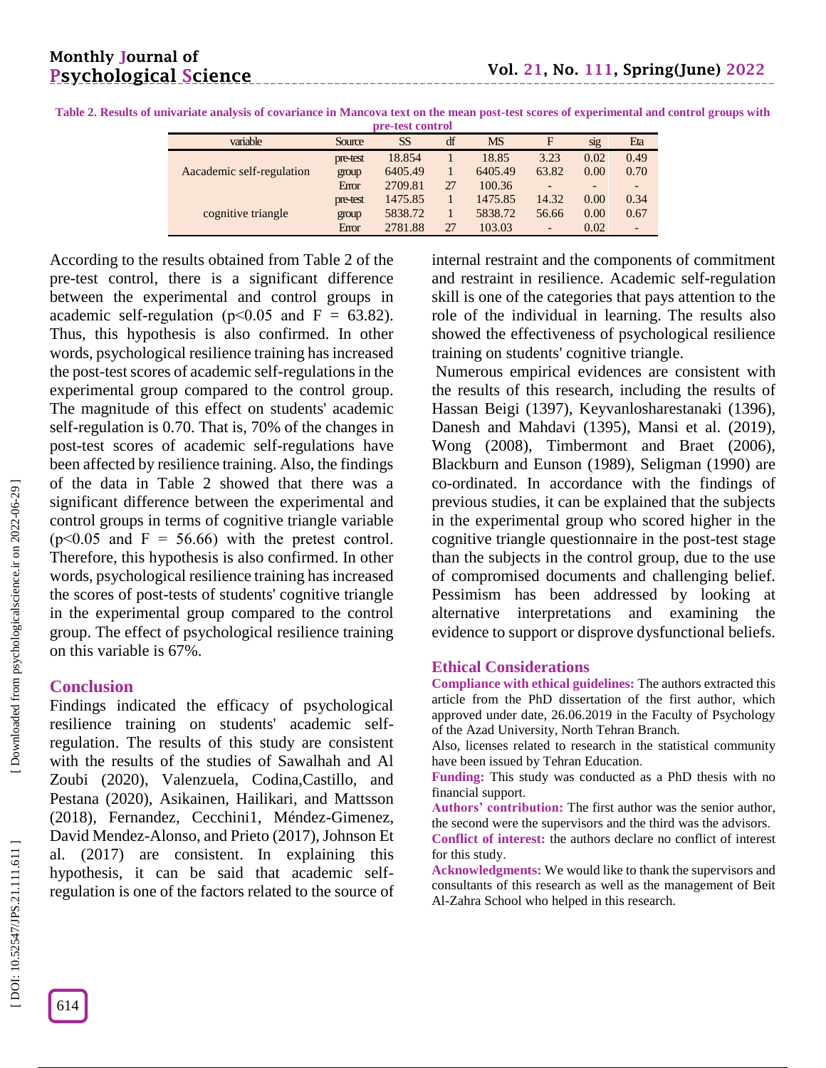**Table 2. Results of univariate analysis of covariance in Mancova text on the mean post-test scores of experimental and control groups with pre-test control**

| variable | Source | SS | df | MS | F | sig | Eta |
|---|---|---|---|---|---|---|---|
| Aacademic self-regulation | pre-test | 18.854 | 1 | 18.85 | 3.23 | 0.02 | 0.49 |
| | group | 6405.49 | 1 | 6405.49 | 63.82 | 0.00 | 0.70 |
| | Error | 2709.81 | 27 | 100.36 | - | - | - |
| cognitive triangle | pre-test | 1475.85 | 1 | 1475.85 | 14.32 | 0.00 | 0.34 |
| | group | 5838.72 | 1 | 5838.72 | 56.66 | 0.00 | 0.67 |
| | Error | 2781.88 | 27 | 103.03 | - | 0.02 | - |

According to the results obtained from Table 2 of the pre-test control, there is a significant difference between the experimental and control groups in academic self-regulation ($p<0.05$ and $F = 63.82$). Thus, this hypothesis is also confirmed. In other words, psychological resilience training has increased the post-test scores of academic self-regulations in the experimental group compared to the control group. The magnitude of this effect on students' academic self-regulation is 0.70. That is, 70% of the changes in post-test scores of academic self-regulations have been affected by resilience training. Also, the findings of the data in Table 2 showed that there was a significant difference between the experimental and control groups in terms of cognitive triangle variable ($p<0.05$ and $F = 56.66$) with the pretest control. Therefore, this hypothesis is also confirmed. In other words, psychological resilience training has increased the scores of post-tests of students' cognitive triangle in the experimental group compared to the control group. The effect of psychological resilience training on this variable is 67%.

## Conclusion

Findings indicated the efficacy of psychological resilience training on students' academic self-regulation. The results of this study are consistent with the results of the studies of Sawalhah and Al Zoubi (2020), Valenzuela, Codina,Castillo, and Pestana (2020), Asikainen, Hailikari, and Mattsson (2018), Fernandez, Cecchini1, Méndez-Gimenez, David Mendez-Alonso, and Prieto (2017), Johnson Et al. (2017) are consistent. In explaining this hypothesis, it can be said that academic self-regulation is one of the factors related to the source of internal restraint and the components of commitment and restraint in resilience. Academic self-regulation skill is one of the categories that pays attention to the role of the individual in learning. The results also showed the effectiveness of psychological resilience training on students' cognitive triangle.

Numerous empirical evidences are consistent with the results of this research, including the results of Hassan Beigi (1397), Keyvanlosharestanaki (1396), Danesh and Mahdavi (1395), Mansi et al. (2019), Wong (2008), Timbermont and Braet (2006), Blackburn and Eunson (1989), Seligman (1990) are co-ordinated. In accordance with the findings of previous studies, it can be explained that the subjects in the experimental group who scored higher in the cognitive triangle questionnaire in the post-test stage than the subjects in the control group, due to the use of compromised documents and challenging belief. Pessimism has been addressed by looking at alternative interpretations and examining the evidence to support or disprove dysfunctional beliefs.

## Ethical Considerations

**Compliance with ethical guidelines:** The authors extracted this article from the PhD dissertation of the first author, which approved under date, 26.06.2019 in the Faculty of Psychology of the Azad University, North Tehran Branch.

Also, licenses related to research in the statistical community have been issued by Tehran Education.

**Funding:** This study was conducted as a PhD thesis with no financial support.

**Authors' contribution:** The first author was the senior author, the second were the supervisors and the third was the advisors.

**Conflict of interest:** the authors declare no conflict of interest for this study.

**Acknowledgments:** We would like to thank the supervisors and consultants of this research as well as the management of Beit Al-Zahra School who helped in this research.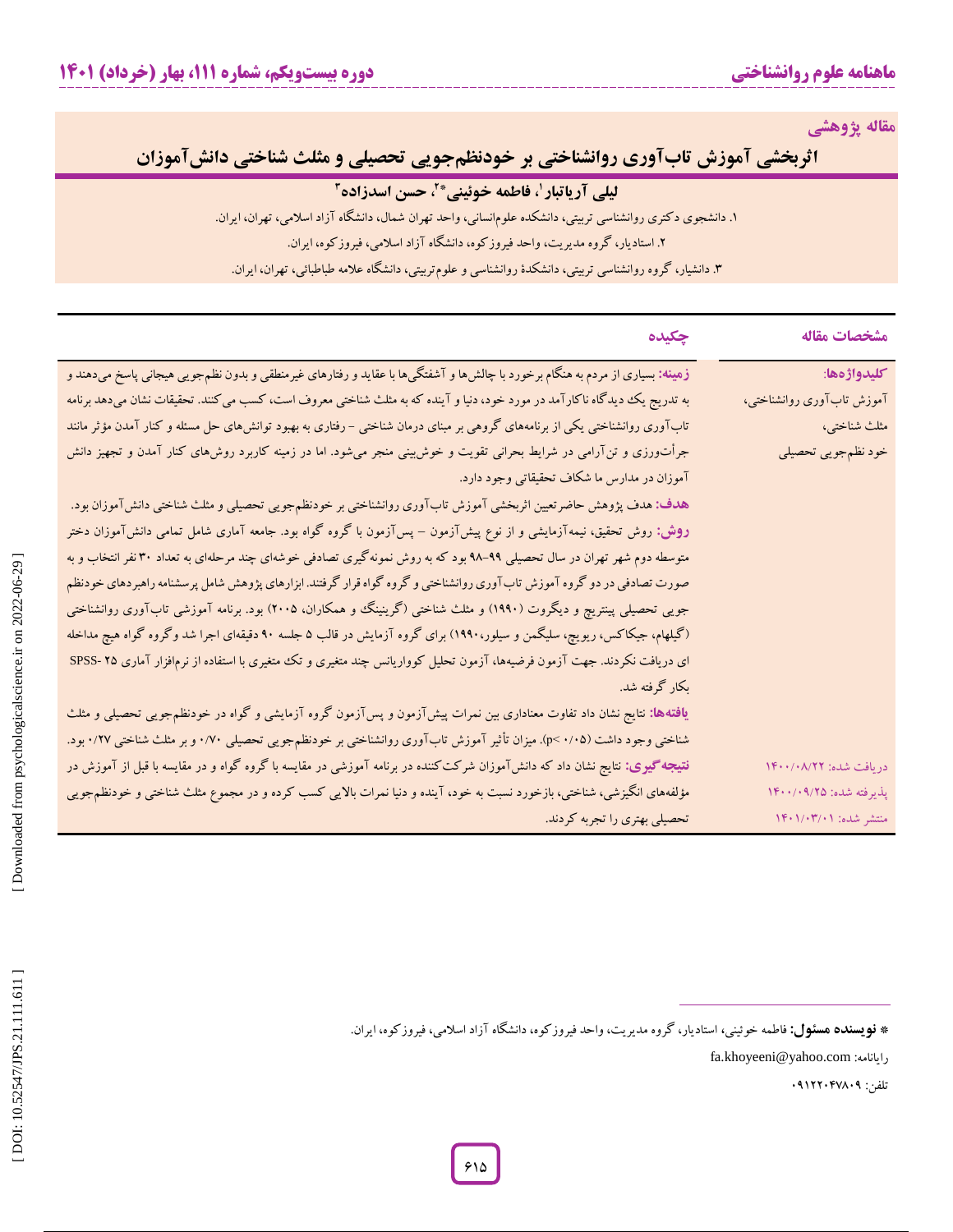مقاله پژوهشی

# اثربخشی آموزش تاب‌آوری روانشناختی بر خودنظم‌جویی تحصیلی و مثلث شناختی دانش‌آموزان

**لیلی آریاتبار[1]، فاطمه خوئینی*[2]، حسن اسدزاده[3]**

۱. دانشجوی دکتری روانشناسی تربیتی، دانشکده علوم‌انسانی، واحد تهران شمال، دانشگاه آزاد اسلامی، تهران، ایران.

۲. استادیار، گروه مدیریت، واحد فیروزکوه، دانشگاه آزاد اسلامی، فیروزکوه، ایران.

۳. دانشیار، گروه روانشناسی تربیتی، دانشکدهٔ روانشناسی و علوم‌تربیتی، دانشگاه علامه طباطبائی، تهران، ایران.

| مشخصات مقاله | چکیده |
|---|---|
| **کلیدواژه‌ها:** آموزش تاب‌آوری روانشناختی، مثلث شناختی، خود نظم‌جویی تحصیلی | **زمینه:** بسیاری از مردم به هنگام برخورد با چالش‌ها و آشفتگی‌ها با عقاید و رفتارهای غیرمنطقی و بدون نظم‌جویی هیجانی پاسخ می‌دهند و به تدریج یک دیدگاه ناکارآمد در مورد خود، دنیا و آینده که به مثلث شناختی معروف است، کسب می‌کنند. تحقیقات نشان می‌دهد برنامه تاب‌آوری روانشناختی یکی از برنامه‌های گروهی بر مبنای درمان شناختی - رفتاری به بهبود توانش‌های حل مسئله و کنار آمدن مؤثر مانند جرأت‌ورزی و تن‌آرامی در شرایط بحرانی تقویت و خوش‌بینی منجر می‌شود. اما در زمینه کاربرد روش‌های کنار آمدن و تجهیز دانش آموزان در مدارس ما شکاف تحقیقاتی وجود دارد. |
| | **هدف:** هدف پژوهش حاضر تعیین اثربخشی آموزش تاب‌آوری روانشناختی بر خودنظم‌جویی تحصیلی و مثلث شناختی دانش‌آموزان بود. |
| | **روش:** روش تحقیق، نیمه‌آزمایشی و از نوع پیش‌آزمون – پس‌آزمون با گروه گواه بود. جامعه آماری شامل تمامی دانش‌آموزان دختر متوسطه دوم شهر تهران در سال تحصیلی ۹۹-۹۸ بود که به روش نمونه‌گیری تصادفی خوشه‌ای چند مرحله‌ای به تعداد ۳۰ نفر انتخاب و به صورت تصادفی در دو گروه آموزش تاب‌آوری روانشناختی و گروه گواه قرار گرفتند. ابزارهای پژوهش شامل پرسشنامه راهبردهای خودنظم جویی تحصیلی پینتریچ و دیگروت (۱۹۹۰) و مثلث شناختی (گرینینگ و همکاران، ۲۰۰۵) بود. برنامه آموزشی تاب‌آوری روانشناختی (گیلهام، جیکاکس، ریویچ، سلیگمن و سیلور، ۱۹۹۰) برای گروه آزمایش در قالب ۵ جلسه ۹۰ دقیقه‌ای اجرا شد وگروه گواه هیچ مداخله ای دریافت نکردند. جهت آزمون فرضیه‌ها، آزمون تحلیل کوواریانس چند متغیری و تک متغیری با استفاده از نرم‌افزار آماری SPSS-25 بکار گرفته شد. |
| | **یافته‌ها:** نتایج نشان داد تفاوت معناداری بین نمرات پیش‌آزمون و پس‌آزمون گروه آزمایشی و گواه در خودنظم‌جویی تحصیلی و مثلث شناختی وجود داشت ($p< 0/05$). میزان تأثیر آموزش تاب‌آوری روانشناختی بر خودنظم‌جویی تحصیلی ۰/۷۰ و بر مثلث شناختی ۰/۲۷ بود. |
| دریافت شده: ۱۴۰۰/۰۸/۲۲ <br> پذیرفته شده: ۱۴۰۰/۰۹/۲۵ <br> منتشر شده: ۱۴۰۱/۰۳/۰۱ | **نتیجه‌گیری:** نتایج نشان داد که دانش‌آموزان شرکت‌کننده در برنامه آموزشی در مقایسه با گروه گواه و در مقایسه با قبل از آموزش در مؤلفه‌های انگیزشی، شناختی، بازخورد نسبت به خود، آینده و دنیا نمرات بالایی کسب کرده و در مجموع مثلث شناختی و خودنظم‌جویی تحصیلی بهتری را تجربه کردند. |

---

**\* نویسنده مسئول:** فاطمه خوئینی، استادیار، گروه مدیریت، واحد فیروزکوه، دانشگاه آزاد اسلامی، فیروزکوه، ایران.

رایانامه: fa.khoyeeni@yahoo.com

تلفن: ۰۹۱۲۲۰۴۷۸۰۹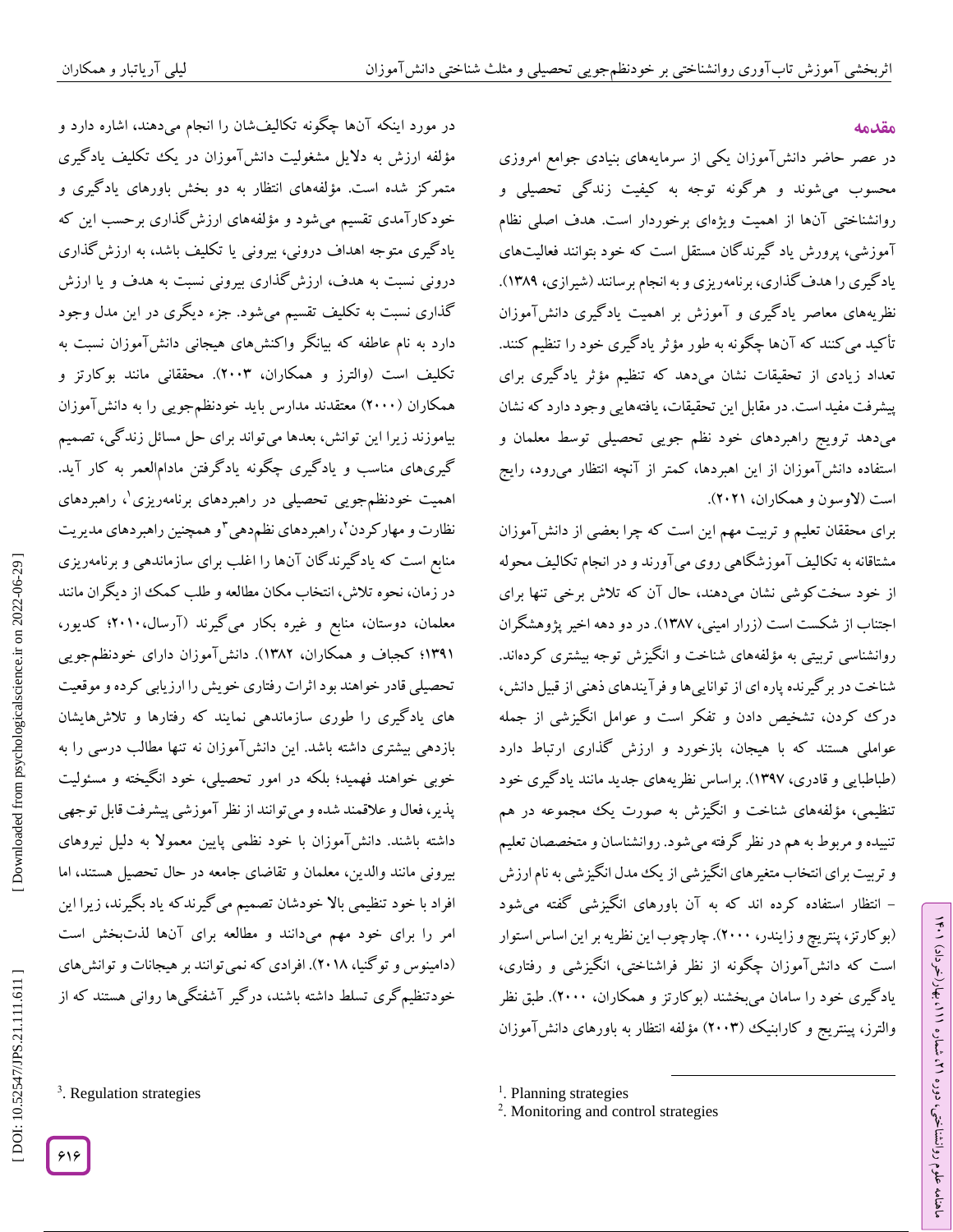## مقدمه

در عصر حاضر دانش‌آموزان یکی از سرمایه‌های بنیادی جوامع امروزی محسوب می‌شوند و هرگونه توجه به کیفیت زندگی تحصیلی و روانشناختی آن‌ها از اهمیت ویژه‌ای برخوردار است. هدف اصلی نظام آموزشی، پرورش یاد گیرندگان مستقل است که خود بتوانند فعالیت‌های یادگیری را هدف‌گذاری، برنامه‌ریزی و به انجام برسانند (شیرازی، ۱۳۸۹). نظریه‌های معاصر یادگیری و آموزش بر اهمیت یادگیری دانش‌آموزان تأکید می‌کنند که آن‌ها چگونه به طور مؤثر یادگیری خود را تنظیم کنند. تعداد زیادی از تحقیقات نشان می‌دهد که تنظیم مؤثر یادگیری برای پیشرفت مفید است. در مقابل این تحقیقات، یافته‌هایی وجود دارد که نشان می‌دهد ترویج راهبردهای خود نظم جویی تحصیلی توسط معلمان و استفاده دانش‌آموزان از این اهبردها، کمتر از آنچه انتظار می‌رود، رایج است (لاوسون و همکاران، ۲۰۲۱).

برای محققان تعلیم و تربیت مهم این است که چرا بعضی از دانش‌آموزان مشتاقانه به تکالیف آموزشگاهی روی می‌آورند و در انجام تکالیف محوله از خود سخت‌کوشی نشان می‌دهند، حال آن که تلاش برخی تنها برای اجتناب از شکست است (زرار امینی، ۱۳۸۷). در دو دهه اخیر پژوهشگران روانشناسی تربیتی به مؤلفه‌های شناخت و انگیزش توجه بیشتری کرده‌اند. شناخت در برگیرنده پاره ای از توانایی‌ها و فرآیندهای ذهنی از قبیل دانش، درک کردن، تشخیص دادن و تفکر است و عوامل انگیزشی از جمله عواملی هستند که با هیجان، بازخورد و ارزش گذاری ارتباط دارد (طباطبایی و قادری، ۱۳۹۷). براساس نظریه‌های جدید مانند یادگیری خود تنظیمی، مؤلفه‌های شناخت و انگیزش به صورت یک مجموعه در هم تنیده و مربوط به هم در نظر گرفته می‌شود. روانشناسان و متخصصان تعلیم و تربیت برای انتخاب متغیرهای انگیزشی از یک مدل انگیزشی به نام ارزش – انتظار استفاده کرده اند که به آن باورهای انگیزشی گفته می‌شود (بوکارتز، پنتریچ و زایندر، ۲۰۰۰). چارچوب این نظریه بر این اساس استوار است که دانش‌آموزان چگونه از نظر فراشناختی، انگیزشی و رفتاری، یادگیری خود را سامان می‌بخشند (بوکارتز و همکاران، ۲۰۰۰). طبق نظر والترز، پینتریچ و کارابنیک (۲۰۰۳) مؤلفه انتظار به باورهای دانش‌آموزان در مورد اینکه آن‌ها چگونه تکالیف‌شان را انجام می‌دهند، اشاره دارد و مؤلفه ارزش به دلایل مشغولیت دانش‌آموزان در یک تکلیف یادگیری متمرکز شده است. مؤلفه‌های انتظار به دو بخش باورهای یادگیری و خودکارآمدی تقسیم می‌شود و مؤلفه‌های ارزش‌گذاری برحسب این که یادگیری متوجه اهداف درونی، بیرونی یا تکلیف باشد، به ارزش‌گذاری درونی نسبت به هدف، ارزش‌گذاری بیرونی نسبت به هدف و یا ارزش گذاری نسبت به تکلیف تقسیم می‌شود. جزء دیگری در این مدل وجود دارد به نام عاطفه که بیانگر واکنش‌های هیجانی دانش‌آموزان نسبت به تکلیف است (والترز و همکاران، ۲۰۰۳). محققانی مانند بوکارتز و همکاران (۲۰۰۰) معتقدند مدارس باید خودنظم‌جویی را به دانش‌آموزان بیاموزند زیرا این توانش، بعدها می‌تواند برای حل مسائل زندگی، تصمیم گیری‌های مناسب و یادگیری چگونه یادگرفتن مادام‌العمر به کار آید. اهمیت خودنظم‌جویی تحصیلی در راهبردهای برنامه‌ریزی[1]، راهبردهای نظارت و مهارکردن[2]، راهبردهای نظم‌دهی[3] و همچنین راهبردهای مدیریت منابع است که یادگیرندگان آن‌ها را اغلب برای سازماندهی و برنامه‌ریزی در زمان، نحوه تلاش، انتخاب مکان مطالعه و طلب کمک از دیگران مانند معلمان، دوستان، منابع و غیره بکار می‌گیرند (آرسال،۲۰۱۰؛ کدیور، ۱۳۹۱؛ کجباف و همکاران، ۱۳۸۲). دانش‌آموزان دارای خودنظم‌جویی تحصیلی قادر خواهند بود اثرات رفتاری خویش را ارزیابی کرده و موقعیت های یادگیری را طوری سازماندهی نمایند که رفتارها و تلاش‌هایشان بازدهی بیشتری داشته باشد. این دانش‌آموزان نه تنها مطالب درسی را به خوبی خواهند فهمید؛ بلکه در امور تحصیلی، خود انگیخته و مسئولیت پذیر، فعال و علاقمند شده و می‌توانند از نظر آموزشی پیشرفت قابل توجهی داشته باشند. دانش‌آموزان با خود نظمی پایین معمولاً به دلیل نیروهای بیرونی مانند والدین، معلمان و تقاضای جامعه در حال تحصیل هستند، اما افراد با خود تنظیمی بالا خودشان تصمیم می‌گیرندکه یاد بگیرند، زیرا این امر را برای خود مهم می‌دانند و مطالعه برای آن‌ها لذت‌بخش است (دامینوس و توگنیا، ۲۰۱۸). افرادی که نمی‌توانند بر هیجانات و توانش‌های خودتنظیم‌گری تسلط داشته باشند، درگیر آشفتگی‌ها روانی هستند که از

---

[1]. Planning strategies

[2]. Monitoring and control strategies

[3]. Regulation strategies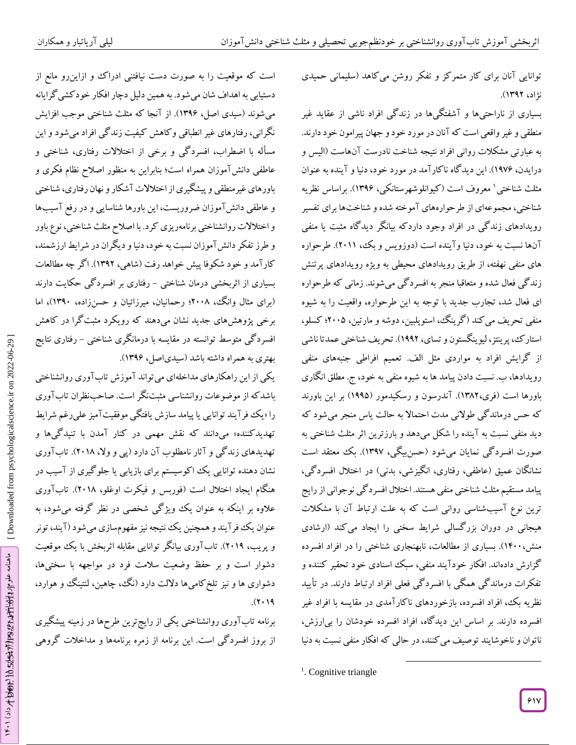توانایی آنان برای کار متمرکز و تفکر روشن می‌کاهد (سلیمانی حمیدی نژاد، ۱۳۹۲).

بسیاری از ناراحتی‌ها و آشفتگی‌ها در زندگی افراد ناشی از عقاید غیر منطقی و غیر واقعی است که آنان در مورد خود و جهان پیرامون خود دارند. به عبارتی مشکلات روانی افراد نتیجه شناخت نادرست آن‌هاست (الیس و درایدن، ۱۹۷۶). این دیدگاه ناکارآمد در مورد خود، دنیا و آینده به عنوان مثلث شناختی[1] معروف است (کیوانلوشهرستانکی، ۱۳۹۶). براساس نظریه شناختی، مجموعه‌ای از طرحواره‌های آموخته شده و شناخت‌ها برای تفسیر رویدادهای زندگی در افراد وجود داردکه بیانگر دیدگاه مثبت یا منفی آن‌ها نسبت به خود، دنیا وآینده است (دوزویس و بک، ۲۰۱۱). طرحواره های منفی نهفته، از طریق رویدادهای محیطی به ویژه رویدادهای پرتنش زندگی فعال شده و متعاقبا منجر به افسردگی می‌شوند. زمانی که طرحواره ای فعال شد، تجارب جدید با توجه به این طرحواره، واقعیت را به شیوه منفی تحریف می کند (گرینگ، استوپلبین، دوشه و مارتین، ۲۰۰۵؛ کسلو، استارک، پرینتز، لیوینگستون و تسای، ۱۹۹۲). تحریف شناختی عمدتا ناشی از گرایش افراد به مواردی مثل الف. تعمیم افراطی جنبه‌های منفی رویدادها، ب. نسبت دادن پیامد ها به شیوه منفی به خود، ج. مطلق انگاری باورها است (فری،۱۳۸۲). آندرسون و رسکیدمور (۱۹۹۵) بر این باورند که حس درماندگی طولانی مدت احتمالا به حالت یاس منجر می‌شود که دید منفی نسبت به آینده را شکل می‌دهد و بارزترین اثر مثلث شناختی به صورت افسردگی نمایان می‌شود (حسن‌بیگی، ۱۳۹۷). بک معتقد است نشانگان عمیق (عاطفی، رفتاری، انگیزشی، بدنی) در اختلال افسردگی، پیامد مستقیم مثلث شناختی منفی هستند. اختلال افسردگی نوجوانی از رایج ترین نوع آسیب‌شناسی روانی است که به علت ارتباط آن با مشکلات هیجانی در دوران بزرگسالی شرایط سختی را ایجاد می‌کند (ارشادی منش،۱۴۰۰). بسیاری از مطالعات، نابهنجاری شناختی را در افراد افسرده گزارش داده‌اند. افکار خودآیند منفی، سبک اسنادی خود تحقیر کننده و تفکرات درماندگی همگی با افسردگی فعلی افراد ارتباط دارند. در تأیید نظریه بک، افراد افسرده، بازخوردهای ناکارآمدی در مقایسه با افراد غیر افسرده دارند. بر اساس این دیدگاه، افراد افسرده خودشان را بی‌ارزش، ناتوان و ناخوشایند توصیف می‌کنند، در حالی که افکار منفی نسبت به دنیا

است که موقعیت را به صورت دست نیافتنی ادراک و ازاین‌رو مانع از دستیابی به اهداف شان می‌شود. به همین دلیل دچار افکار خودکشی گرایانه می‌شوند (سیدی اصل، ۱۳۹۶). از آنجا که مثلث شناختی موجب افزایش نگرانی، رفتارهای غیر انطباقی وکاهش کیفیت زندگی افراد می‌شود و این مسأله با اضطراب، افسردگی و برخی از اختلالات رفتاری، شناختی و عاطفی دانش‌آموزان همراه است؛ بنابراین به منظور اصلاح نظام فکری و باورهای غیرمنطقی و پیشگیری از اختلالات آشکار و نهان رفتاری، شناختی و عاطفی دانش‌آموزان ضروریست، این باورها شناسایی و در رفع آسیب‌ها و اختلالات روانشناختی برنامه‌ریزی کرد. با اصلاح مثلث شناختی، نوع باور و طرز تفکر دانش‌آموزان نسبت به خود، دنیا و دیگران در شرایط ارزشمند، کارآمد و خود شکوفا پیش خواهد رفت (شاهی، ۱۳۹۲). اگر چه مطالعات بسیاری از اثربخشی درمان شناختی - رفتاری بر افسردگی حکایت دارند (برای مثال وانگ، ۲۰۰۸؛ رحمانیان، میرزائیان و حسن‌زاده، ۱۳۹۰)، اما برخی پژوهش‌های جدید نشان می‌دهند که رویکرد مثبت‌گرا در کاهش افسردگی متوسط توانسته در مقایسه با درمانگری شناختی - رفتاری نتایج بهتری به همراه داشته باشد (سیدی‌اصل، ۱۳۹۶).

یکی از این راهکارهای مداخله‌ای می‌تواند آموزش تاب‌آوری روانشناختی باشدکه از موضوعات روانشناسی مثبت‌نگر است. صاحب‌نظران تاب‌آوری را «یک فرآیند توانایی یا پیامد سازش یافتگی موفقیت‌آمیز علی‌رغم شرایط تهدیدکننده» می‌دانند که نقش مهمی در کنار آمدن با تنیدگی‌ها و تهدیدهای زندگی و آثار نامطلوب آن دارد (پی و ولا، ۲۰۱۸). تاب‌آوری نشان دهنده توانایی یک اکوسیستم برای بازیابی یا جلوگیری از آسیب در هنگام ایجاد اختلال است (فوربس و فیکرت اوغلو، ۲۰۱۸). تاب‌آوری علاوه بر اینکه به عنوان یک ویژگی شخصی در نظر گرفته می‌شود، به عنوان یک فرآیند و همچنین یک نتیجه نیز مفهوم‌سازی می‌شود (آیند، تونر و پریب، ۲۰۱۹). تاب‌آوری بیانگر توانایی مقابله اثربخش با یک موقعیت دشوار است و بر حفظ وضعیت سلامت فرد در مواجهه با سختی‌ها، دشواری ها و نیز تلخ‌کامی‌ها دلالت دارد (نگ، چاهین، لنتینگ و هوارد، ۲۰۱۹).

برنامه تاب‌آوری روانشناختی یکی از رایج‌ترین طرح‌ها در زمینه پیشگیری از بروز افسردگی است. این برنامه از زمره برنامه‌ها و مداخلات گروهی

[1]. Cognitive triangle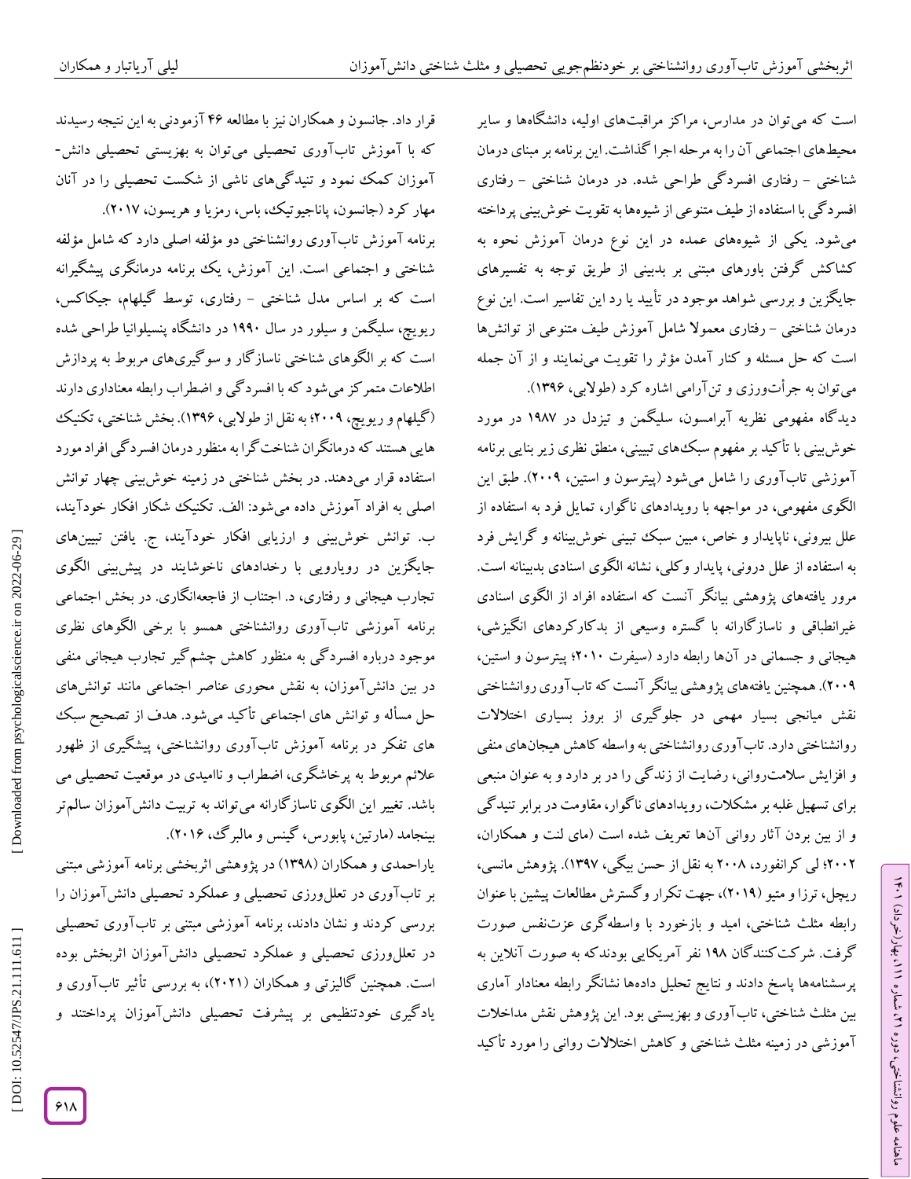است که می‌توان در مدارس، مراکز مراقبت‌های اولیه، دانشگاه‌ها و سایر محیط‌های اجتماعی آن را به مرحله اجرا گذاشت. این برنامه بر مبنای درمان شناختی - رفتاری افسردگی طراحی شده. در درمان شناختی - رفتاری افسردگی با استفاده از طیف متنوعی از شیوه‌ها به تقویت خوش‌بینی پرداخته می‌شود. یکی از شیوه‌های عمده در این نوع درمان آموزش نحوه به کشاکش گرفتن باورهای مبتنی بر بدبینی از طریق توجه به تفسیرهای جایگزین و بررسی شواهد موجود در تأیید یا رد این تفاسیر است. این نوع درمان شناختی - رفتاری معمولا شامل آموزش طیف متنوعی از توانش‌ها است که حل مسئله و کنار آمدن مؤثر را تقویت می‌نمایند و از آن جمله می‌توان به جرأت‌ورزی و تن‌آرامی اشاره کرد (طولابی، ۱۳۹۶).

دیدگاه مفهومی نظریه آبرامسون، سلیگمن و تیزدل در ۱۹۸۷ در مورد خوش‌بینی با تأکید بر مفهوم سبک‌های تبیینی، منطق نظری زیر بنایی برنامه آموزشی تاب‌آوری را شامل می‌شود (پیترسون و استین، ۲۰۰۹). طبق این الگوی مفهومی، در مواجهه با رویدادهای ناگوار، تمایل فرد به استفاده از علل بیرونی، ناپایدار و خاص، مبین سبک تبیینی خوش‌بینانه و گرایش فرد به استفاده از علل درونی، پایدار و کلی، نشانه الگوی اسنادی بدبینانه است. مرور یافته‌های پژوهشی بیانگر آنست که استفاده افراد از الگوی اسنادی غیرانطباقی و ناسازگارانه با گستره وسیعی از بدکارکردهای انگیزشی، هیجانی و جسمانی در آن‌ها رابطه دارد (سیفرت ۲۰۱۰؛ پیترسون و استین، ۲۰۰۹). همچنین یافته‌های پژوهشی بیانگر آنست که تاب‌آوری روانشناختی نقش میانجی بسیار مهمی در جلوگیری از بروز بسیاری اختلالات روانشناختی دارد. تاب‌آوری روانشناختی به واسطه کاهش هیجان‌های منفی و افزایش سلامت‌روانی، رضایت از زندگی را در بر دارد و به عنوان منبعی برای تسهیل غلبه بر مشکلات، رویدادهای ناگوار، مقاومت در برابر تنیدگی و از بین بردن آثار روانی آن‌ها تعریف شده است (مای لنت و همکاران، ۲۰۰۲؛ لی کرانفورد، ۲۰۰۸ به نقل از حسن بیگی، ۱۳۹۷). پژوهش مانسی، ریچل، ترزا و متیو (۲۰۱۹)، جهت تکرار وگسترش مطالعات پیشین با عنوان رابطه مثلث شناختی، امید و بازخورد با واسطه‌گری عزت‌نفس صورت گرفت. شرکت‌کنندگان ۱۹۸ نفر آمریکایی بودندکه به صورت آنلاین به پرسشنامه‌ها پاسخ دادند و نتایج تحلیل داده‌ها نشانگر رابطه معنادار آماری بین مثلث شناختی، تاب‌آوری و بهزیستی بود. این پژوهش نقش مداخلات آموزشی در زمینه مثلث شناختی و کاهش اختلالات روانی را مورد تأکید قرار داد. جانسون و همکاران نیز با مطالعه ۴۶ آزمودنی به این نتیجه رسیدند که با آموزش تاب‌آوری تحصیلی می‌توان به بهزیستی تحصیلی دانش‌-آموزان کمک نمود و تنیدگی‌های ناشی از شکست تحصیلی را در آنان مهار کرد (جانسون، پاناجیوتیک، باس، رمزیا و هریسون، ۲۰۱۷).

برنامه آموزش تاب‌آوری روانشناختی دو مؤلفه اصلی دارد که شامل مؤلفه شناختی و اجتماعی است. این آموزش، یک برنامه درمانگری پیشگیرانه است که بر اساس مدل شناختی - رفتاری، توسط گیلهام، جیکاکس، ریویچ، سلیگمن و سیلور در سال ۱۹۹۰ در دانشگاه پنسیلوانیا طراحی شده است که بر الگوهای شناختی ناسازگار و سوگیری‌های مربوط به پردازش اطلاعات متمرکز می‌شود که با افسردگی و اضطراب رابطه معناداری دارند (گیلهام و ریویچ، ۲۰۰۹؛ به نقل از طولابی، ۱۳۹۶). بخش شناختی، تکنیک هایی هستند که درمانگران شناخت‌گرا به منظور درمان افسردگی افراد مورد استفاده قرار می‌دهند. در بخش شناختی در زمینه خوش‌بینی چهار توانش اصلی به افراد آموزش داده می‌شود: الف. تکنیک شکار افکار خودآیند، ب. توانش خوش‌بینی و ارزیابی افکار خودآیند، ج. یافتن تبیین‌های جایگزین در رویارویی با رخدادهای ناخوشایند در پیش‌بینی الگوی تجارب هیجانی و رفتاری، د. اجتناب از فاجعه‌انگاری. در بخش اجتماعی برنامه آموزشی تاب‌آوری روانشناختی همسو با برخی الگوهای نظری موجود درباره افسردگی به منظور کاهش چشم‌گیر تجارب هیجانی منفی در بین دانش‌آموزان، به نقش محوری عناصر اجتماعی مانند توانش‌های حل مسأله و توانش های اجتماعی تأکید می‌شود. هدف از تصحیح سبک های تفکر در برنامه آموزش تاب‌آوری روانشناختی، پیشگیری از ظهور علائم مربوط به پرخاشگری، اضطراب و ناامیدی در موقعیت تحصیلی می باشد. تغییر این الگوی ناسازگارانه می‌تواند به تربیت دانش‌آموزان سالم‌تر بینجامد (مارتین، پابورس، گینس و مالبرگ، ۲۰۱۶).

یاراحمدی و همکاران (۱۳۹۸) در پژوهشی اثربخشی برنامه آموزشی مبتنی بر تاب‌آوری در تعلل‌ورزی تحصیلی و عملکرد تحصیلی دانش‌آموزان را بررسی کردند و نشان دادند، برنامه آموزشی مبتنی بر تاب‌آوری تحصیلی در تعلل‌ورزی تحصیلی و عملکرد تحصیلی دانش‌آموزان اثربخش بوده است. همچنین گالیزتی و همکاران (۲۰۲۱)، به بررسی تأثیر تاب‌آوری و یادگیری خودتنظیمی بر پیشرفت تحصیلی دانش‌آموزان پرداختند و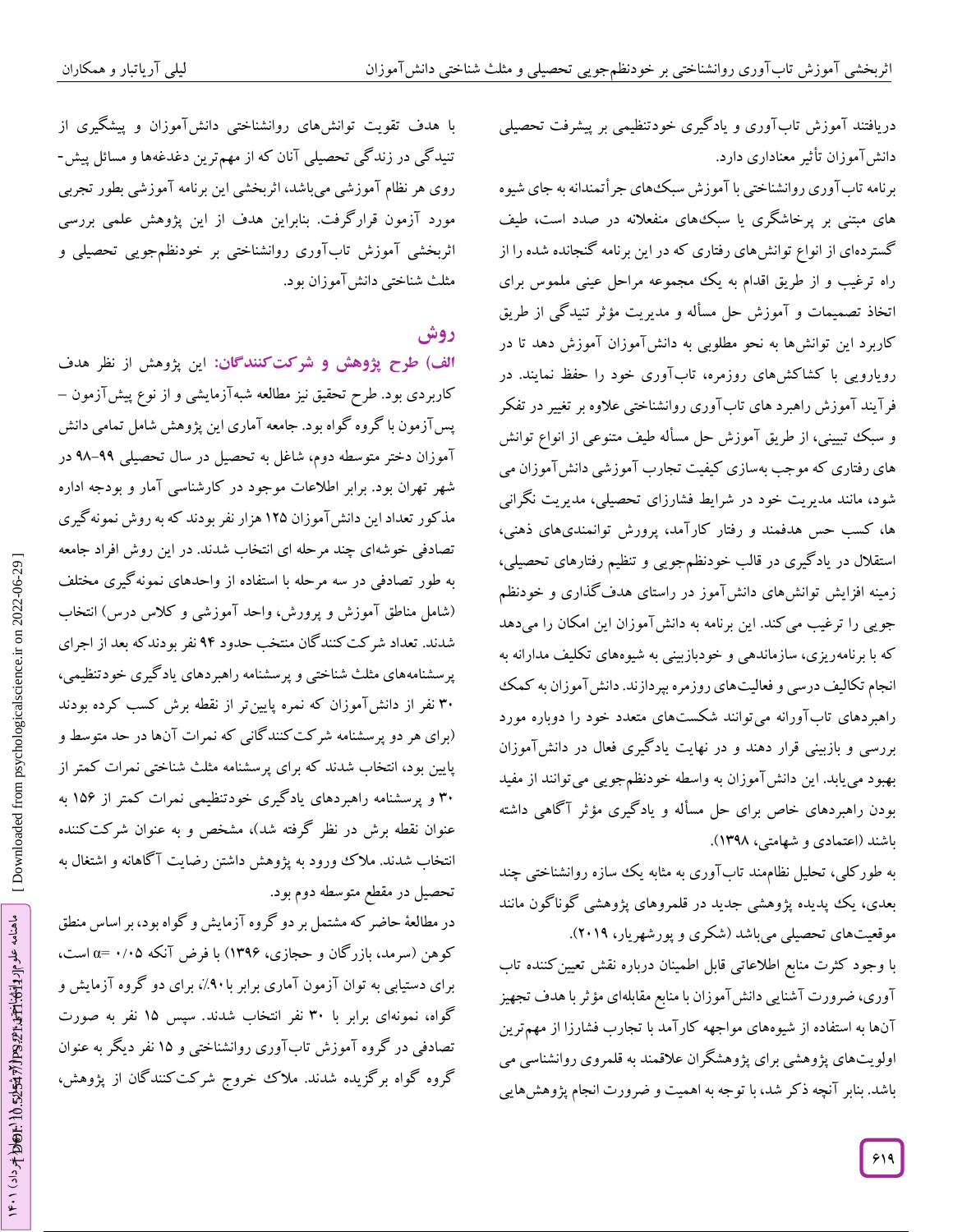دریافتند آموزش تاب‌آوری و یادگیری خودتنظیمی بر پیشرفت تحصیلی دانش‌آموزان تأثیر معناداری دارد.

برنامه تاب‌آوری روانشناختی با آموزش سبک‌های جرأتمندانه به جای شیوه های مبتنی بر پرخاشگری یا سبک‌های منفعلانه در صدد است، طیف گسترده‌ای از انواع توانش‌های رفتاری که در این برنامه گنجانده شده را از راه ترغیب و از طریق اقدام به یک مجموعه مراحل عینی ملموس برای اتخاذ تصمیمات و آموزش حل مسأله و مدیریت مؤثر تنیدگی از طریق کاربرد این توانش‌ها به نحو مطلوبی به دانش‌آموزان آموزش دهد تا در رویارویی با کشاکش‌های روزمره، تاب‌آوری خود را حفظ نمایند. در فرآیند آموزش راهبرد های تاب‌آوری روانشناختی علاوه بر تغییر در تفکر و سبک تبیینی، از طریق آموزش حل مسأله طیف متنوعی از انواع توانش های رفتاری که موجب به‌سازی کیفیت تجارب آموزشی دانش‌آموزان می شود، مانند مدیریت خود در شرایط فشارزای تحصیلی، مدیریت نگرانی ها، کسب حس هدفمند و رفتار کارآمد، پرورش توانمندی‌های ذهنی، استقلال در یادگیری در قالب خودنظم‌جویی و تنظیم رفتارهای تحصیلی، زمینه افزایش توانش‌های دانش‌آموز در راستای هدف‌گذاری و خودنظم جویی را ترغیب می‌کند. این برنامه به دانش‌آموزان این امکان را می‌دهد که با برنامه‌ریزی، سازماندهی و خودبازبینی به شیوه‌های تکلیف مدارانه به انجام تکالیف درسی و فعالیت‌های روزمره بپردازند. دانش‌آموزان به کمک راهبردهای تاب‌آورانه می‌توانند شکست‌های متعدد خود را دوباره مورد بررسی و بازبینی قرار دهند و در نهایت یادگیری فعال در دانش‌آموزان بهبود می‌یابد. این دانش‌آموزان به واسطه خودنظم‌جویی می‌توانند از مفید بودن راهبردهای خاص برای حل مسأله و یادگیری مؤثر آگاهی داشته باشند (اعتمادی و شهامتی، ۱۳۹۸).

به طورکلی، تحلیل نظام‌مند تاب‌آوری به مثابه یک سازه روانشناختی چند بعدی، یک پدیده پژوهشی جدید در قلمروهای پژوهشی گوناگون مانند موقعیت‌های تحصیلی می‌باشد (شکری و پورشهریار، ۲۰۱۹).

با وجود کثرت منابع اطلاعاتی قابل اطمینان درباره نقش تعیین‌کننده تاب آوری، ضرورت آشنایی دانش‌آموزان با منابع مقابله‌ای مؤثر با هدف تجهیز آن‌ها به استفاده از شیوه‌های مواجهه کارآمد با تجارب فشارزا از مهم‌ترین اولویت‌های پژوهشی برای پژوهشگران علاقمند به قلمروی روانشناسی می باشد. بنابر آنچه ذکر شد، با توجه به اهمیت و ضرورت انجام پژوهش‌هایی با هدف تقویت توانش‌های روانشناختی دانش‌آموزان و پیشگیری از تنیدگی در زندگی تحصیلی آنان که از مهم‌ترین دغدغه‌ها و مسائل پیش-روی هر نظام آموزشی می‌باشد، اثربخشی این برنامه آموزشی بطور تجربی مورد آزمون قرارگرفت. بنابراین هدف از این پژوهش علمی بررسی اثربخشی آموزش تاب‌آوری روانشناختی بر خودنظم‌جویی تحصیلی و مثلث شناختی دانش‌آموزان بود.

## روش

**الف) طرح پژوهش و شرکت‌کنندگان:** این پژوهش از نظر هدف کاربردی بود. طرح تحقیق نیز مطالعه شبه‌آزمایشی و از نوع پیش‌آزمون – پس‌آزمون با گروه گواه بود. جامعه آماری این پژوهش شامل تمامی دانش آموزان دختر متوسطه دوم، شاغل به تحصیل در سال تحصیلی ۹۹-۹۸ در شهر تهران بود. برابر اطلاعات موجود در کارشناسی آمار و بودجه اداره مذکور تعداد این دانش‌آموزان ۱۲۵ هزار نفر بودند که به روش نمونه‌گیری تصادفی خوشه‌ای چند مرحله ای انتخاب شدند. در این روش افراد جامعه به طور تصادفی در سه مرحله با استفاده از واحدهای نمونه‌گیری مختلف (شامل مناطق آموزش و پرورش، واحد آموزشی و کلاس درس) انتخاب شدند. تعداد شرکت کنندگان منتخب حدود ۹۴ نفر بودندکه بعد از اجرای پرسشنامه‌های مثلث شناختی و پرسشنامه راهبردهای یادگیری خودتنظیمی، ۳۰ نفر از دانش‌آموزان که نمره پایین‌تر از نقطه برش کسب کرده بودند (برای هر دو پرسشنامه شرکت‌کنندگانی که نمرات آن‌ها در حد متوسط و پایین بود، انتخاب شدند که برای پرسشنامه مثلث شناختی نمرات کمتر از ۳۰ و پرسشنامه راهبردهای یادگیری خودتنظیمی نمرات کمتر از ۱۵۶ به عنوان نقطه برش در نظر گرفته شد)، مشخص و به عنوان شرکت‌کننده انتخاب شدند. ملاک ورود به پژوهش داشتن رضایت آگاهانه و اشتغال به تحصیل در مقطع متوسطه دوم بود.

در مطالعهٔ حاضر که مشتمل بر دو گروه آزمایش و گواه بود، بر اساس منطق کوهن (سرمد، بازرگان و حجازی، ۱۳۹۶) با فرض آنکه $\alpha = ۰/۰۵$ است، برای دستیابی به توان آزمون آماری برابر با ۹۰٪، برای دو گروه آزمایش و گواه، نمونه‌ای برابر با ۳۰ نفر انتخاب شدند. سپس ۱۵ نفر به صورت تصادفی در گروه آموزش تاب‌آوری روانشناختی و ۱۵ نفر دیگر به عنوان گروه گواه برگزیده شدند. ملاک خروج شرکت‌کنندگان از پژوهش،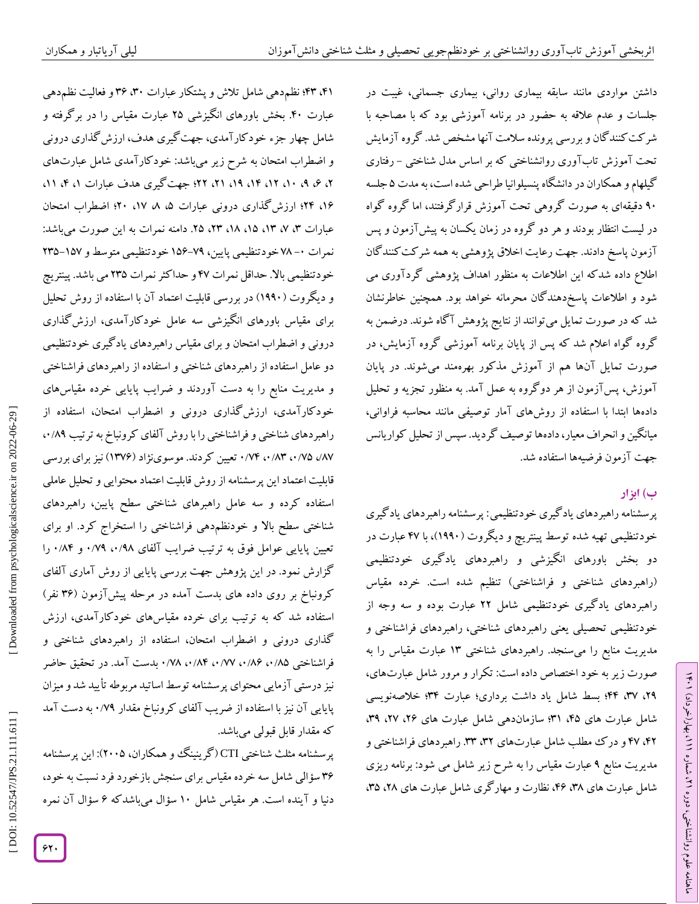داشتن مواردی مانند سابقه بیماری روانی، بیماری جسمانی، غیبت در جلسات و عدم علاقه به حضور در برنامه آموزشی بود که با مصاحبه با شرکت‌کنندگان و بررسی پرونده سلامت آنها مشخص شد. گروه آزمایش تحت آموزش تاب‌آوری روانشناختی که بر اساس مدل شناختی - رفتاری گیلهام و همکاران در دانشگاه پنسیلوانیا طراحی شده است، به مدت ۵ جلسه ۹۰ دقیقه‌ای به صورت گروهی تحت آموزش قرارگرفتند، اما گروه گواه در لیست انتظار بودند و هر دو گروه در زمان یکسان به پیش‌آزمون و پس آزمون پاسخ دادند. جهت رعایت اخلاق پژوهشی به همه شرکت‌کنندگان اطلاع داده شدکه این اطلاعات به منظور اهداف پژوهشی گردآوری می شود و اطلاعات پاسخ‌دهندگان محرمانه خواهد بود. همچنین خاطرنشان شد که در صورت تمایل می‌توانند از نتایج پژوهش آگاه شوند. درضمن به گروه گواه اعلام شد که پس از پایان برنامه آموزشی گروه آزمایش، در صورت تمایل آن‌ها هم از آموزش مذکور بهره‌مند می‌شوند. در پایان آموزش، پس‌آزمون از هر دوگروه به عمل آمد. به منظور تجزیه و تحلیل داده‌ها ابتدا با استفاده از روش‌های آمار توصیفی مانند محاسبه فراوانی، میانگین و انحراف معیار، داده‌ها توصیف گردید. سپس از تحلیل کواریانس جهت آزمون فرضیه‌ها استفاده شد.

## ب) ابزار

پرسشنامه راهبردهای یادگیری خودتنظیمی: پرسشنامه راهبردهای یادگیری خودتنظیمی تهیه شده توسط پینتریچ و دیگروت (۱۹۹۰)، با ۴۷ عبارت در دو بخش باورهای انگیزشی و راهبردهای یادگیری خودتنظیمی (راهبردهای شناختی و فراشناختی) تنظیم شده است. خرده مقیاس راهبردهای یادگیری خودتنظیمی شامل ۲۲ عبارت بوده و سه وجه از خودتنظیمی تحصیلی یعنی راهبردهای شناختی، راهبردهای فراشناختی و مدیریت منابع را می‌سنجد. راهبردهای شناختی ۱۳ عبارت مقیاس را به صورت زیر به خود اختصاص داده است: تکرار و مرور شامل عبارت‌های، ۲۹، ۳۷، ۴۴؛ بسط شامل یاد داشت برداری؛ عبارت ۳۴؛ خلاصه‌نویسی شامل عبارت های ۴۵، ۳۱؛ سازمان‌دهی شامل عبارت های ۲۶، ۲۷، ۳۹، ۴۲، ۴۷ و درک مطلب شامل عبارت‌های ۳۲، ۳۳. راهبردهای فراشناختی و مدیریت منابع ۹ عبارت مقیاس را به شرح زیر شامل می شود: برنامه ریزی شامل عبارت های ۳۸، ۴۶، نظارت و مهارگری شامل عبارت های ۲۸، ۳۵، ۴۱، ۴۳؛ نظم‌دهی شامل تلاش و پشتکار عبارات ۳۰، ۳۶ و فعالیت نظم‌دهی عبارت ۴۰. بخش باورهای انگیزشی ۲۵ عبارت مقیاس را در برگرفته و شامل چهار جزء خودکارآمدی، جهت‌گیری هدف، ارزش‌گذاری درونی و اضطراب امتحان به شرح زیر می‌باشد: خودکارآمدی شامل عبارت‌های ۲، ۶، ۹، ۱۰، ۱۲، ۱۴، ۱۹، ۲۱، ۲۲؛ جهت‌گیری هدف عبارات ۱، ۴، ۱۱، ۱۶، ۲۴؛ ارزش‌گذاری درونی عبارات ۵، ۸، ۱۷، ۲۰؛ اضطراب امتحان عبارات ۳، ۷، ۱۳، ۱۵، ۱۸، ۲۳، ۲۵. دامنه نمرات به این صورت می‌باشد: نمرات ۰- ۷۸ خودتنظیمی پایین، ۷۹-۱۵۶ خودتنظیمی متوسط و ۱۵۷-۲۳۵ خودتنظیمی بالا. حداقل نمرات ۴۷ و حداکثر نمرات ۲۳۵ می باشد. پینتریچ و دیگروت (۱۹۹۰) در بررسی قابلیت اعتماد آن با استفاده از روش تحلیل برای مقیاس باورهای انگیزشی سه عامل خودکارآمدی، ارزش‌گذاری درونی و اضطراب امتحان و برای مقیاس راهبردهای یادگیری خودتنظیمی دو عامل استفاده از راهبردهای شناختی و استفاده از راهبردهای فراشناختی و مدیریت منابع را به دست آوردند و ضرایب پایایی خرده مقیاس‌های خودکارآمدی، ارزش‌گذاری درونی و اضطراب امتحان، استفاده از راهبردهای شناختی و فراشناختی را با روش آلفای کرونباخ به ترتیب ۰/۸۹، ۰/۸۷، ۰/۷۵، ۰/۸۳، ۰/۷۴ تعیین کردند. موسوی‌نژاد (۱۳۷۶) نیز برای بررسی قابلیت اعتماد این پرسشنامه از روش قابلیت اعتماد محتوایی و تحلیل عاملی استفاده کرده و سه عامل راهبرهای شناختی سطح پایین، راهبردهای شناختی سطح بالا و خودنظم‌دهی فراشناختی را استخراج کرد. او برای تعیین پایایی عوامل فوق به ترتیب ضرایب آلفای ۰/۹۸، ۰/۷۹ و ۰/۸۴ را گزارش نمود. در این پژوهش جهت بررسی پایایی از روش آماری آلفای کرونباخ بر روی داده های بدست آمده در مرحله پیش‌آزمون (۳۶ نفر) استفاده شد که به ترتیب برای خرده مقیاس‌های خودکارآمدی، ارزش گذاری درونی و اضطراب امتحان، استفاده از راهبردهای شناختی و فراشناختی ۰/۸۵، ۰/۸۶، ۰/۷۷، ۰/۸۴، ۰/۷۸ بدست آمد. در تحقیق حاضر نیز درستی آزمایی محتوای پرسشنامه توسط اساتید مربوطه تأیید شد و میزان پایایی آن نیز با استفاده از ضریب آلفای کرونباخ مقدار ۰/۷۹ به دست آمد که مقدار قابل قبولی می‌باشد.

پرسشنامه مثلث شناختی CTI (گرینینگ و همکاران، ۲۰۰۵): این پرسشنامه ۳۶ سؤالی شامل سه خرده مقیاس برای سنجش بازخورد فرد نسبت به خود، دنیا و آینده است. هر مقیاس شامل ۱۰ سؤال می‌باشدکه ۶ سؤال آن نمره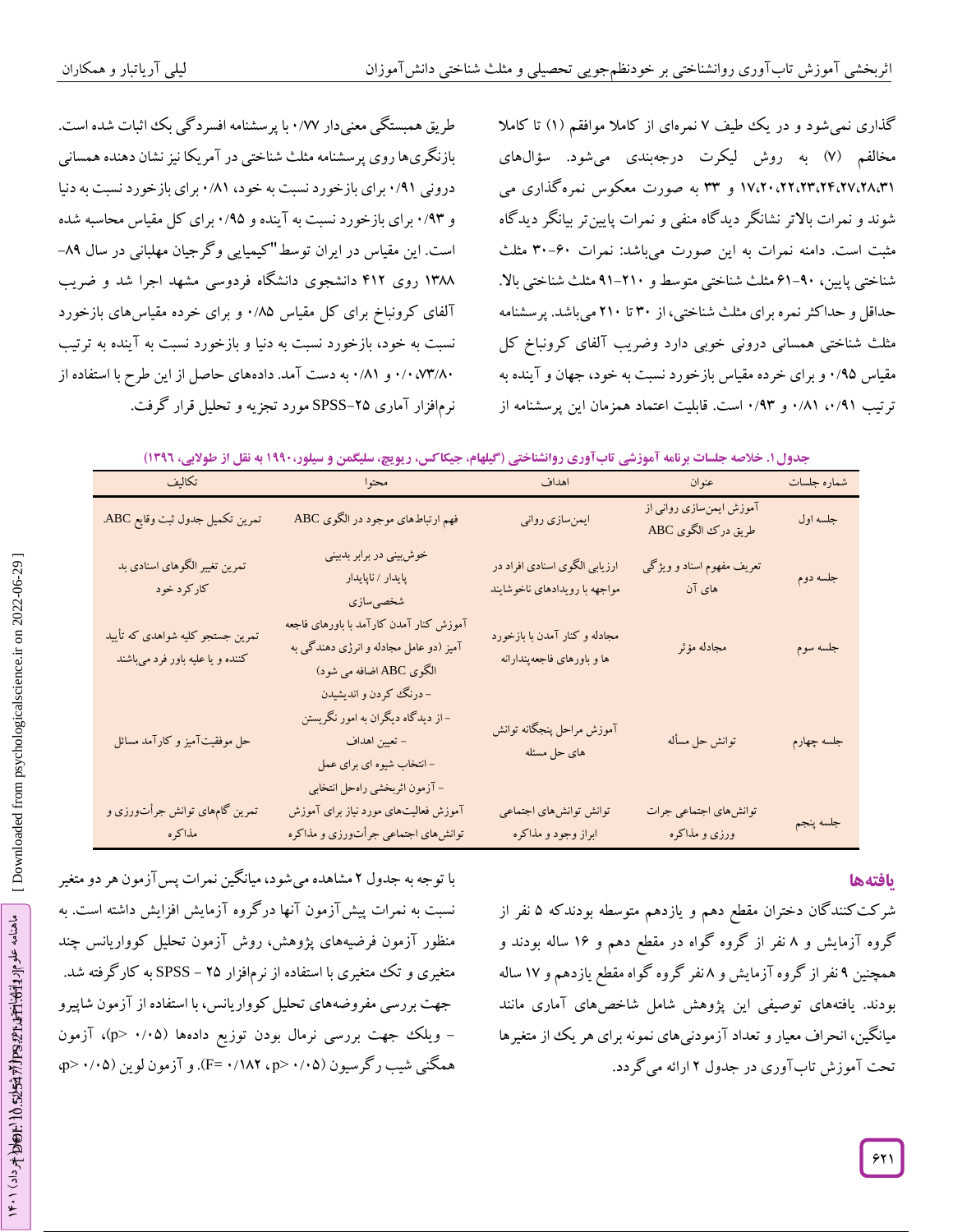گذاری نمی‌شود و در یک طیف ۷ نمره‌ای از کاملا موافقم (۱) تا کاملا مخالفم (۷) به روش لیکرت درجه‌بندی می‌شود. سؤال‌های ۱۷،۲۰،۲۲،۲۳،۲۴،۲۷،۲۸،۳۱ و ۳۳ به صورت معکوس نمره‌گذاری می شوند و نمرات بالاتر نشانگر دیدگاه منفی و نمرات پایین‌تر بیانگر دیدگاه مثبت است. دامنه نمرات به این صورت می‌باشد: نمرات ۶۰-۳۰ مثلث شناختی پایین، ۹۰-۶۱ مثلث شناختی متوسط و ۲۱۰-۹۱ مثلث شناختی بالا. حداقل و حداکثر نمره برای مثلث شناختی، از ۳۰ تا ۲۱۰ می‌باشد. پرسشنامه مثلث شناختی همسانی درونی خوبی دارد وضریب آلفای کرونباخ کل مقیاس ۰/۹۵ و برای خرده مقیاس بازخورد نسبت به خود، جهان و آینده به ترتیب ۰/۹۱، ۰/۸۱ و ۰/۹۳ است. قابلیت اعتماد همزمان این پرسشنامه از طریق همبستگی معنی‌دار ۰/۷۷ با پرسشنامه افسردگی بک اثبات شده است. بازنگری‌ها روی پرسشنامه مثلث شناختی در آمریکا نیز نشان دهنده همسانی درونی ۰/۹۱ برای بازخورد نسبت به خود، ۰/۸۱ برای بازخورد نسبت به دنیا و ۰/۹۳ برای بازخورد نسبت به آینده و ۰/۹۵ برای کل مقیاس محاسبه شده است. این مقیاس در ایران توسط "کیمیایی وگرجیان مهلبانی در سال ۸۹-۱۳۸۸ روی ۴۱۲ دانشجوی دانشگاه فردوسی مشهد اجرا شد و ضریب آلفای کرونباخ برای کل مقیاس ۰/۸۵ و برای خرده مقیاس‌های بازخورد نسبت به خود، بازخورد نسبت به دنیا و بازخورد نسبت به آینده به ترتیب ۰/۸۰، ۰/۷۳ و ۰/۸۱ به دست آمد. داده‌های حاصل از این طرح با استفاده از نرم‌افزار آماری SPSS-۲۵ مورد تجزیه و تحلیل قرار گرفت.

**جدول ۱. خلاصه جلسات برنامه آموزشی تاب‌آوری روانشناختی (گیلهام، جیکاکس، ریویچ، سلیگمن و سیلور،۱۹۹۰ به نقل از طولابی، ۱۳۹۶)**

| شماره جلسات | عنوان | اهداف | محتوا | تکالیف |
|---|---|---|---|---|
| جلسه اول | آموزش ایمن‌سازی روانی از طریق درک الگوی ABC | ایمن‌سازی روانی | فهم ارتباط‌های موجود در الگوی ABC | تمرین تکمیل جدول ثبت وقایع ABC. |
| جلسه دوم | تعریف مفهوم اسناد و ویژگی های آن | ارزیابی الگوی اسنادی افراد در مواجهه با رویدادهای ناخوشایند | خوش‌بینی در برابر بدبینی پایدار / ناپایدار شخصی‌سازی | تمرین تغییر الگوهای اسنادی بد کارکرد خود |
| جلسه سوم | مجادله مؤثر | مجادله و کنار آمدن با بازخورد ها و باورهای فاجعه‌پندارانه | آموزش کنار آمدن کارآمد با باورهای فاجعه آمیز (دو عامل مجادله و انرژی دهندگی به الگوی ABC اضافه می شود) | تمرین جستجو کلیه شواهدی که تأیید کننده و یا علیه باور فرد می‌باشند |
| جلسه چهارم | توانش حل مسأله | آموزش مراحل پنجگانه توانش های حل مسئله | - درنگ کردن و اندیشیدن<br>- از دیدگاه دیگران به امور نگریستن<br>- تعیین اهداف<br>- انتخاب شیوه ای برای عمل<br>- آزمون اثربخشی راه‌حل انتخابی | حل موفقیت‌آمیز و کارآمد مسائل |
| جلسه پنجم | توانش‌های اجتماعی جرات ورزی و مذاکره | توانش توانش‌های اجتماعی ابراز وجود و مذاکره | آموزش فعالیت‌های مورد نیاز برای آموزش توانش‌های اجتماعی جرأت‌ورزی و مذاکره | تمرین گام‌های توانش جرأت‌ورزی و مذاکره |

## یافته‌ها

شرکت‌کنندگان دختران مقطع دهم و یازدهم متوسطه بودندکه ۵ نفر از گروه آزمایش و ۸ نفر از گروه گواه در مقطع دهم و ۱۶ ساله بودند و همچنین ۹ نفر از گروه آزمایش و ۸ نفر گروه گواه مقطع یازدهم و ۱۷ ساله بودند. یافته‌های توصیفی این پژوهش شامل شاخص‌های آماری مانند میانگین، انحراف معیار و تعداد آزمودنی‌های نمونه برای هر یک از متغیرها تحت آموزش تاب‌آوری در جدول ۲ ارائه می‌گردد.

با توجه به جدول ۲ مشاهده می‌شود، میانگین نمرات پس‌آزمون هر دو متغیر نسبت به نمرات پیش‌آزمون آنها درگروه آزمایش افزایش داشته است. به منظور آزمون فرضیه‌های پژوهش، روش آزمون تحلیل کوواریانس چند متغیری و تک متغیری با استفاده از نرم‌افزار ۲۵ - SPSS به کارگرفته شد. جهت بررسی مفروضه‌های تحلیل کوواریانس، با استفاده از آزمون شاپیرو - ویلک جهت بررسی نرمال بودن توزیع داده‌ها ($p> ۰/۰۵$)، آزمون همگنی شیب رگرسیون ($p> ۰/۰۵$، $F= ۰/۱۸۲$). و آزمون لوین ($p> ۰/۰۵$،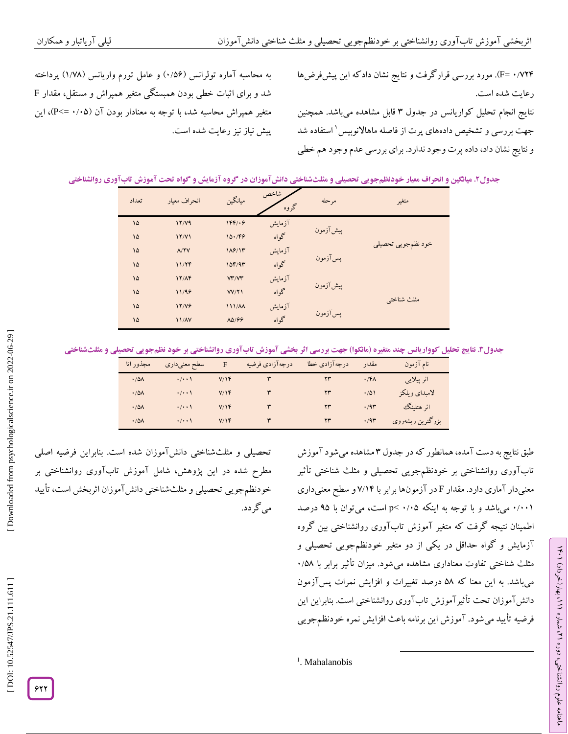F= ۰/۷۲۴). مورد بررسی قرارگرفت و نتایج نشان دادکه این پیش‌فرض‌ها رعایت شده است.

نتایج انجام تحلیل کواریانس در جدول ۳ قابل مشاهده می‌باشد. همچنین جهت بررسی و تشخیص داده‌های پرت از فاصله ماهالانوبیس[1] استفاده شد و نتایج نشان داد، داده پرت وجود ندارد. برای بررسی عدم وجود هم خطی به محاسبه آماره تولرانس (۰/۵۶) و عامل تورم واریانس (۱/۷۸) پرداخته شد و برای اثبات خطی بودن همبستگی متغیر همپراش و مستقل، مقدار F متغیر همپراش محاسبه شد، با توجه به معنادار بودن آن (P<= ۰/۰۵)، این پیش نیاز نیز رعایت شده است.

**جدول۲. میانگین و انحراف معیار خودنظم‌جویی تحصیلی و مثلث‌شناختی دانش‌آموزان در گروه آزمایش و گواه تحت آموزش تاب‌آوری روانشناختی**

| متغیر | مرحله | شاخص / گروه | میانگین | انحراف معیار | تعداد |
|---|---|---|---|---|---|
| خود نظم‌جویی تحصیلی | پیش‌آزمون | آزمایش | ۱۴۴/۰۶ | ۱۲/۷۹ | ۱۵ |
| | | گواه | ۱۵۰/۴۶ | ۱۲/۷۱ | ۱۵ |
| | پس‌آزمون | آزمایش | ۱۸۶/۱۳ | ۸/۲۷ | ۱۵ |
| | | گواه | ۱۵۴/۹۳ | ۱۱/۲۴ | ۱۵ |
| مثلث شناختی | پیش‌آزمون | آزمایش | ۷۳/۷۳ | ۱۲/۸۴ | ۱۵ |
| | | گواه | ۷۷/۲۱ | ۱۱/۹۶ | ۱۵ |
| | پس‌آزمون | آزمایش | ۱۱۱/۸۸ | ۱۲/۷۶ | ۱۵ |
| | | گواه | ۸۵/۶۶ | ۱۱/۸۷ | ۱۵ |

**جدول۳. نتایج تحلیل کوواریانس چند متغیره (مانکوا) جهت بررسی اثر بخشی آموزش تاب‌آوری روانشناختی بر خود نظم‌جویی تحصیلی و مثلث‌شناختی**

| نام آزمون | مقدار | درجه‌آزادی خطا | درجه‌آزادی فرضیه | F | سطح معنی‌داری | مجذور اتا |
|---|---|---|---|---|---|---|
| اثر پیلایی | ۰/۴۸ | ۲۳ | ۳ | ۷/۱۴ | ۰/۰۰۱ | ۰/۵۸ |
| لامبدای ویلکز | ۰/۵۱ | ۲۳ | ۳ | ۷/۱۴ | ۰/۰۰۱ | ۰/۵۸ |
| اثر هتلینگ | ۰/۹۳ | ۲۳ | ۳ | ۷/۱۴ | ۰/۰۰۱ | ۰/۵۸ |
| بزرگترین ریشه‌روی | ۰/۹۳ | ۲۳ | ۳ | ۷/۱۴ | ۰/۰۰۱ | ۰/۵۸ |

طبق نتایج به دست آمده، همانطور که در جدول ۳ مشاهده می‌شود آموزش تاب‌آوری روانشناختی بر خودنظم‌جویی تحصیلی و مثلث شناختی تأثیر معنی‌دار آماری دارد. مقدار F در آزمون‌ها برابر با ۷/۱۴ و سطح معنی‌داری ۰/۰۰۱ می‌باشد و با توجه به اینکه p< ۰/۰۵ است، می‌توان با ۹۵ درصد اطمینان نتیجه گرفت که متغیر آموزش تاب‌آوری روانشناختی بین گروه آزمایش و گواه حداقل در یکی از دو متغیر خودنظم‌جویی تحصیلی و مثلث شناختی تفاوت معناداری مشاهده می‌شود. میزان تأثیر برابر با ۰/۵۸ می‌باشد. به این معنا که ۵۸ درصد تغییرات و افزایش نمرات پس‌آزمون دانش‌آموزان تحت تأثیرآموزش تاب‌آوری روانشناختی است. بنابراین این فرضیه تأیید می‌شود. آموزش این برنامه باعث افزایش نمره خودنظم‌جویی تحصیلی و مثلث‌شناختی دانش‌آموزان شده است. بنابراین فرضیه اصلی مطرح شده در این پژوهش، شامل آموزش تاب‌آوری روانشناختی بر خودنظم‌جویی تحصیلی و مثلث‌شناختی دانش‌آموزان اثربخش است، تأیید می‌گردد.

[1]. Mahalanobis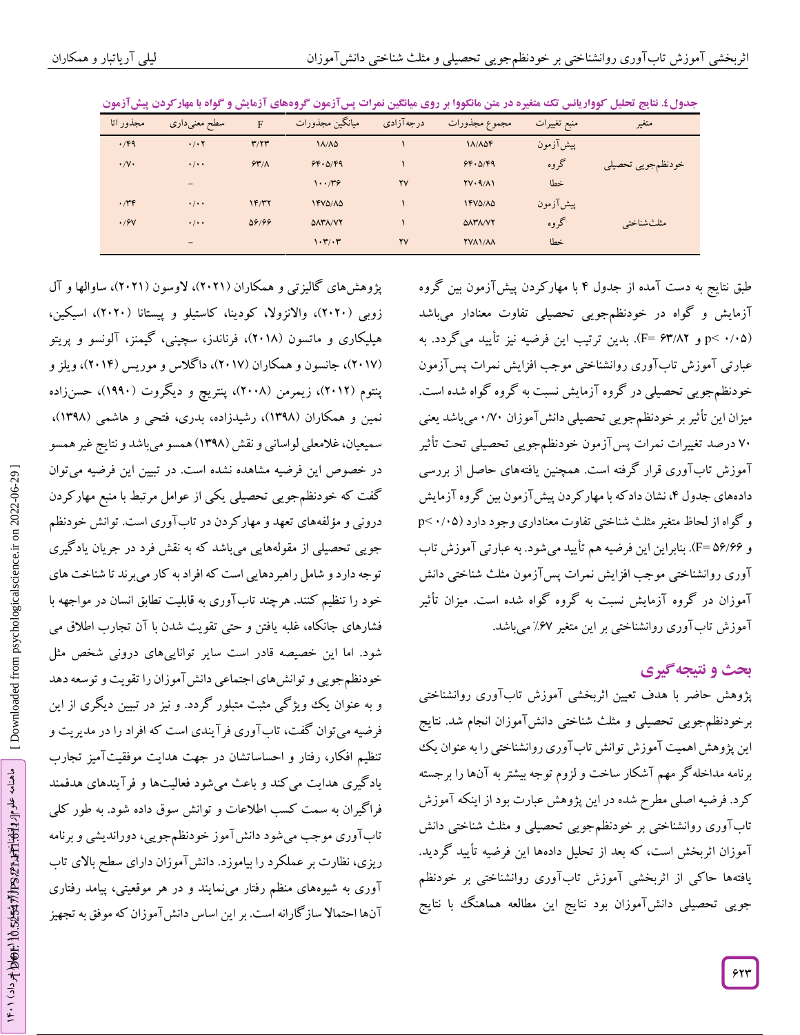**جدول۴. نتایج تحلیل کوواریانس تک متغیره در متن مانکووا بر روی میانگین نمرات پس‌آزمون گروه‌های آزمایش و گواه با مهارکردن پیش‌آزمون**

| متغیر | منبع تغییرات | مجموع مجذورات | درجه‌آزادی | میانگین مجذورات | F | سطح معنی‌داری | مجذور اتا |
|---|---|---|---|---|---|---|---|
| خودنظم‌جویی تحصیلی | پیش‌آزمون | ۱۸/۸۵۴ | ۱ | ۱۸/۸۵ | ۳/۲۳ | ۰/۰۲ | ۰/۴۹ |
| | گروه | ۶۴۰۵/۴۹ | ۱ | ۶۴۰۵/۴۹ | ۶۳/۸ | ۰/۰۰ | ۰/۷۰ |
| | خطا | ۲۷۰۹/۸۱ | ۲۷ | ۱۰۰/۳۶ | | – | |
| مثلث‌شناختی | پیش‌آزمون | ۱۴۷۵/۸۵ | ۱ | ۱۴۷۵/۸۵ | ۱۴/۳۲ | ۰/۰۰ | ۰/۳۴ |
| | گروه | ۵۸۳۸/۷۲ | ۱ | ۵۸۳۸/۷۲ | ۵۶/۶۶ | ۰/۰۰ | ۰/۶۷ |
| | خطا | ۲۷۸۱/۸۸ | ۲۷ | ۱۰۳/۰۳ | | – | |

طبق نتایج به دست آمده از جدول ۴ با مهارکردن پیش‌آزمون بین گروه آزمایش و گواه در خودنظم‌جویی تحصیلی تفاوت معنادار می‌باشد (p< ۰/۰۵ و ۶۳/۸۲ =F). بدین ترتیب این فرضیه نیز تأیید می‌گردد. به عبارتی آموزش تاب‌آوری روانشناختی موجب افزایش نمرات پس‌آزمون خودنظم‌جویی تحصیلی در گروه آزمایش نسبت به گروه گواه شده است. میزان این تأثیر بر خودنظم‌جویی تحصیلی دانش‌آموزان ۰/۷۰ می‌باشد یعنی ۷۰ درصد تغییرات نمرات پس‌آزمون خودنظم‌جویی تحصیلی تحت تأثیر آموزش تاب‌آوری قرار گرفته است. همچنین یافته‌های حاصل از بررسی داده‌های جدول ۴، نشان داد که با مهارکردن پیش‌آزمون بین گروه آزمایش و گواه از لحاظ متغیر مثلث شناختی تفاوت معناداری وجود دارد (p< ۰/۰۵ و ۵۶/۶۶ =F). بنابراین این فرضیه هم تأیید می‌شود. به عبارتی آموزش تاب آوری روانشناختی موجب افزایش نمرات پس‌آزمون مثلث شناختی دانش آموزان در گروه آزمایش نسبت به گروه گواه شده است. میزان تأثیر آموزش تاب‌آوری روانشناختی بر این متغیر ۶۷٪ می‌باشد.

## بحث و نتیجه‌گیری

پژوهش حاضر با هدف تعیین اثربخشی آموزش تاب‌آوری روانشناختی برخودنظم‌جویی تحصیلی و مثلث شناختی دانش‌آموزان انجام شد. نتایج این پژوهش اهمیت آموزش توانش تاب‌آوری روانشناختی را به عنوان یک برنامه مداخله‌گر مهم آشکار ساخت و لزوم توجه بیشتر به آنها را برجسته کرد. فرضیه اصلی مطرح شده در این پژوهش عبارت بود از اینکه آموزش تاب‌آوری روانشناختی بر خودنظم‌جویی تحصیلی و مثلث شناختی دانش آموزان اثربخش است، که بعد از تحلیل داده‌ها این فرضیه تأیید گردید. یافته‌ها حاکی از اثربخشی آموزش تاب‌آوری روانشناختی بر خودنظم جویی تحصیلی دانش‌آموزان بود نتایج این مطالعه هماهنگ با نتایج پژوهش‌های گالیزتی و همکاران (۲۰۲۱)، لاوسون (۲۰۲۱)، ساوالها و آل زوبی (۲۰۲۰)، والانزولا، کودینا، کاستیلو و پیستانا (۲۰۲۰)، اسیکین، هیلیکاری و ماتسون (۲۰۱۸)، فرناندز، سچینی، گیمنز، آلونسو و پریتو (۲۰۱۷)، جانسون و همکاران (۲۰۱۷)، داگلاس و موریس (۲۰۱۴)، ویلز و پنتوم (۲۰۱۲)، زیمرمن (۲۰۰۸)، پنتریچ و دیگروت (۱۹۹۰)، حسن‌زاده نمین و همکاران (۱۳۹۸)، رشیدزاده، بدری، فتحی و هاشمی (۱۳۹۸)، سمیعیان، غلامعلی لواسانی و نقش (۱۳۹۸) همسو می‌باشد و نتایج غیر همسو در خصوص این فرضیه مشاهده نشده است. در تبیین این فرضیه می‌توان گفت که خودنظم‌جویی تحصیلی یکی از عوامل مرتبط با منبع مهارکردن درونی و مؤلفه‌های تعهد و مهارکردن در تاب‌آوری است. توانش خودنظم جویی تحصیلی از مقوله‌هایی می‌باشد که به نقش فرد در جریان یادگیری توجه دارد و شامل راهبردهایی است که افراد به کار می‌برند تا شناخت های خود را تنظیم کنند. هرچند تاب‌آوری به قابلیت تطابق انسان در مواجهه با فشارهای جانکاه، غلبه یافتن و حتی تقویت شدن با آن تجارب اطلاق می شود. اما این خصیصه قادر است سایر توانایی‌های درونی شخص مثل خودنظم‌جویی و توانش‌های اجتماعی دانش‌آموزان را تقویت و توسعه دهد و به عنوان یک ویژگی مثبت متبلور گردد. و نیز در تبیین دیگری از این فرضیه می‌توان گفت، تاب‌آوری فرآیندی است که افراد را در مدیریت و تنظیم افکار، رفتار و احساساتشان در جهت هدایت موفقیت‌آمیز تجارب یادگیری هدایت می‌کند و باعث می‌شود فعالیت‌ها و فرآیندهای هدفمند فراگیران به سمت کسب اطلاعات و توانش سوق داده شود. به طور کلی تاب‌آوری موجب می‌شود دانش‌آموز خودنظم‌جویی، دوراندیشی و برنامه ریزی، نظارت بر عملکرد را بیاموزد. دانش‌آموزان دارای سطح بالای تاب آوری به شیوه‌های منظم رفتار می‌نمایند و در هر موقعیتی، پیامد رفتاری آن‌ها احتمالا سازگارانه است. بر این اساس دانش‌آموزان که موفق به تجهیز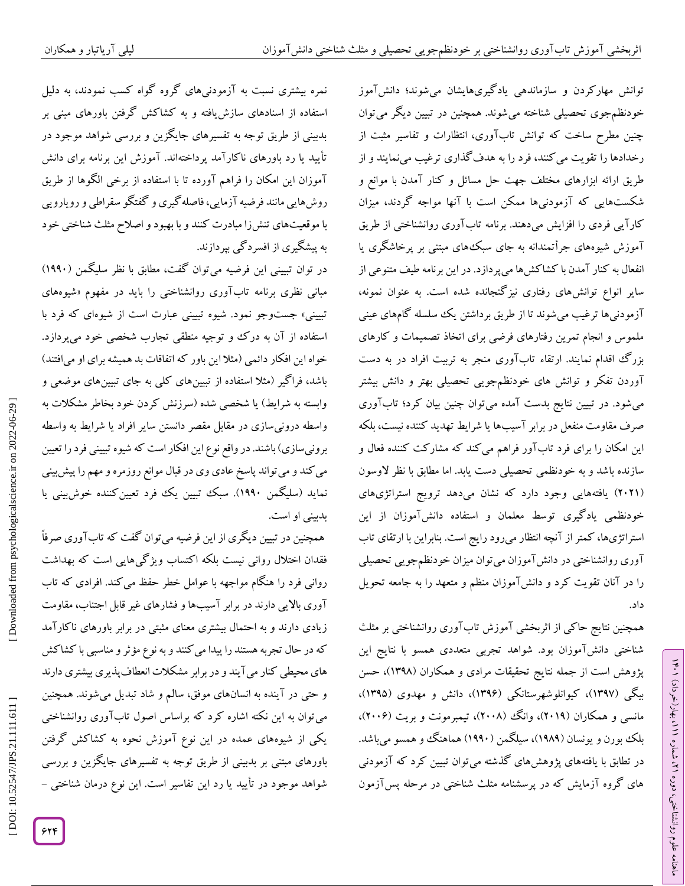توانش مهارکردن و سازماندهی یادگیری‌هایشان می‌شوند؛ دانش‌آموز خودنظم‌جوی تحصیلی شناخته می‌شوند. همچنین در تبیین دیگر می‌توان چنین مطرح ساخت که توانش تاب‌آوری، انتظارات و تفاسیر مثبت از رخدادها را تقویت می‌کنند، فرد را به هدف‌گذاری ترغیب می‌نمایند و از طریق ارائه ابزارهای مختلف جهت حل مسائل و کنار آمدن با موانع و شکست‌هایی که آزمودنی‌ها ممکن است با آنها مواجه گردند، میزان کارآیی فردی را افزایش می‌دهند. برنامه تاب‌آوری روانشناختی از طریق آموزش شیوه‌های جرأتمندانه به جای سبک‌های مبتنی بر پرخاشگری یا انفعال به کنار آمدن با کشاکش‌ها می‌پردازد. در این برنامه طیف متنوعی از سایر انواع توانش‌های رفتاری نیزگنجانده شده است. به عنوان نمونه، آزمودنی‌ها ترغیب می‌شوند تا از طریق برداشتن یک سلسله گام‌های عینی ملموس و انجام تمرین رفتارهای فرضی برای اتخاذ تصمیمات و کارهای بزرگ اقدام نمایند. ارتقاء تاب‌آوری منجر به تربیت افراد در به دست آوردن تفکر و توانش های خودنظم‌جویی تحصیلی بهتر و دانش بیشتر می‌شود. در تبیین نتایج بدست آمده می‌توان چنین بیان کرد؛ تاب‌آوری صرف مقاومت منفعل در برابر آسیب‌ها یا شرایط تهدید کننده نیست، بلکه این امکان را برای فرد تاب‌آور فراهم می‌کند که مشارکت کننده فعال و سازنده باشد و به خودنظمی تحصیلی دست یابد. اما مطابق با نظر لاوسون (۲۰۲۱) یافته‌هایی وجود دارد که نشان می‌دهد ترویج استراتژی‌های خودنظمی یادگیری توسط معلمان و استفاده دانش‌آموزان از این استراتژی‌ها، کمتر از آنچه انتظار می‌رود رایج است. بنابراین با ارتقای تاب آوری روانشناختی در دانش‌آموزان می‌توان میزان خودنظم‌جویی تحصیلی را در آنان تقویت کرد و دانش‌آموزان منظم و متعهد را به جامعه تحویل داد.

همچنین نتایج حاکی از اثربخشی آموزش تاب‌آوری روانشناختی بر مثلث شناختی دانش‌آموزان بود. شواهد تجربی متعددی همسو با نتایج این پژوهش است از جمله نتایج تحقیقات مرادی و همکاران (۱۳۹۸)، حسن بیگی (۱۳۹۷)، کیوانلوشهرستانکی (۱۳۹۶)، دانش و مهدوی (۱۳۹۵)، مانسی و همکاران (۲۰۱۹)، وانگ (۲۰۰۸)، تیمبرمونت و بریت (۲۰۰۶)، بلک بورن و یونسان (۱۹۸۹)، سیلگمن (۱۹۹۰) هماهنگ و همسو می‌باشد. در تطابق با یافته‌های پژوهش‌های گذشته می‌توان تبیین کرد که آزمودنی های گروه آزمایش که در پرسشنامه مثلث شناختی در مرحله پس‌آزمون نمره بیشتری نسبت به آزمودنی‌های گروه گواه کسب نمودند، به دلیل استفاده از اسنادهای سازش‌یافته و به کشاکش گرفتن باورهای مبنی بر بدبینی از طریق توجه به تفسیرهای جایگزین و بررسی شواهد موجود در تأیید یا رد باورهای ناکارآمد پرداخته‌اند. آموزش این برنامه برای دانش آموزان این امکان را فراهم آورده تا با استفاده از برخی الگوها از طریق روش‌هایی مانند فرضیه آزمایی، فاصله‌گیری و گفتگو سقراطی و رویارویی با موقعیت‌های تنش‌زا مبادرت کنند و با بهبود و اصلاح مثلث شناختی خود به پیشگیری از افسردگی بپردازند.

در توان تبیینی این فرضیه می‌توان گفت، مطابق با نظر سلیگمن (۱۹۹۰) مبانی نظری برنامه تاب‌آوری روانشناختی را باید در مفهوم «شیوه‌های تبیینی» جست‌وجو نمود. شیوه تبیینی عبارت است از شیوه‌ای که فرد با استفاده از آن به درک و توجیه منطقی تجارب شخصی خود می‌پردازد. خواه این افکار دائمی (مثلا این باور که اتفاقات بد همیشه برای او می‌افتند) باشد، فراگیر (مثلا استفاده از تبیین‌های کلی به جای تبیین‌های موضعی و وابسته به شرایط) یا شخصی شده (سرزنش کردن خود بخاطر مشکلات به واسطه درونی‌سازی در مقابل مقصر دانستن سایر افراد یا شرایط به واسطه برونی‌سازی) باشند. در واقع نوع این افکار است که شیوه تبیینی فرد را تعیین می‌کند و می‌تواند پاسخ عادی وی در قبال موانع روزمره و مهم را پیش‌بینی نماید (سلیگمن ۱۹۹۰). سبک تبیین یک فرد تعیین‌کننده خوش‌بینی یا بدبینی او است.

همچنین در تبیین دیگری از این فرضیه می‌توان گفت که تاب‌آوری صرفاً فقدان اختلال روانی نیست بلکه اکتساب ویژگی‌هایی است که بهداشت روانی فرد را هنگام مواجهه با عوامل خطر حفظ می‌کند. افرادی که تاب آوری بالایی دارند در برابر آسیب‌ها و فشارهای غیر قابل اجتناب، مقاومت زیادی دارند و به احتمال بیشتری معنای مثبتی در برابر باورهای ناکارآمد که در حال تجربه هستند را پیدا می‌کنند و به نوع مؤثر و مناسبی با کشاکش های محیطی کنار می‌آیند و در برابر مشکلات انعطاف‌پذیری بیشتری دارند و حتی در آینده به انسان‌های موفق، سالم و شاد تبدیل می‌شوند. همچنین می‌توان به این نکته اشاره کرد که براساس اصول تاب‌آوری روانشناختی یکی از شیوه‌های عمده در این نوع آموزش نحوه به کشاکش گرفتن باورهای مبتنی بر بدبینی از طریق توجه به تفسیرهای جایگزین و بررسی شواهد موجود در تأیید یا رد این تفاسیر است. این نوع درمان شناختی -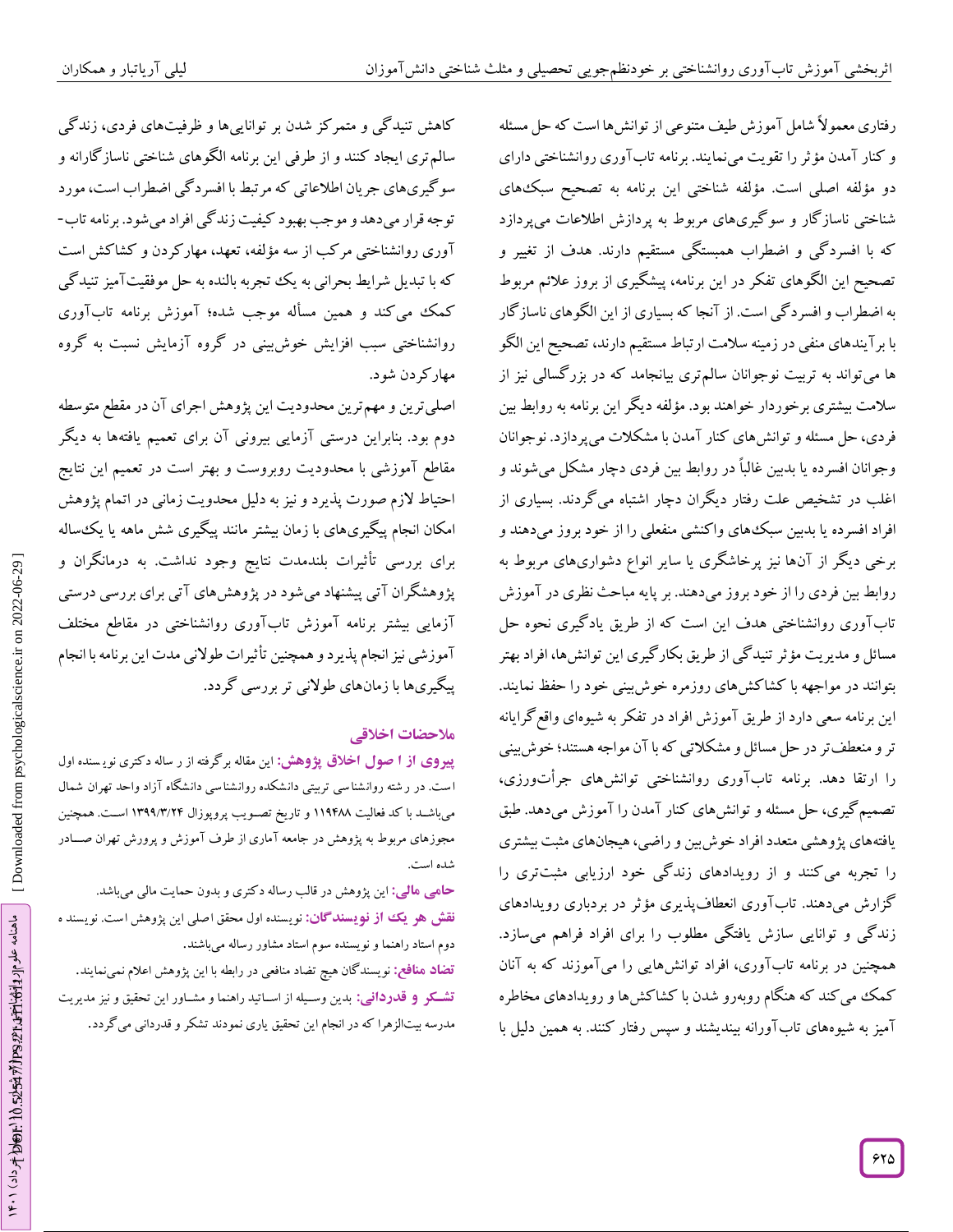رفتاری معمولاً شامل آموزش طیف متنوعی از توانش‌ها است که حل مسئله و کنار آمدن مؤثر را تقویت می‌نمایند. برنامه تاب‌آوری روانشناختی دارای دو مؤلفه اصلی است. مؤلفه شناختی این برنامه به تصحیح سبک‌های شناختی ناسازگار و سوگیری‌های مربوط به پردازش اطلاعات می‌پردازد که با افسردگی و اضطراب همبستگی مستقیم دارند. هدف از تغییر و تصحیح این الگوهای تفکر در این برنامه، پیشگیری از بروز علائم مربوط به اضطراب و افسردگی است. از آنجا که بسیاری از این الگوهای ناسازگار با برآیندهای منفی در زمینه سلامت ارتباط مستقیم دارند، تصحیح این الگو ها می‌تواند به تربیت نوجوانان سالم‌تری بیانجامد که در بزرگسالی نیز از سلامت بیشتری برخوردار خواهند بود. مؤلفه دیگر این برنامه به روابط بین فردی، حل مسئله و توانش‌های کنار آمدن با مشکلات می‌پردازد. نوجوانان وجوانان افسرده یا بدبین غالباً در روابط بین فردی دچار مشکل می‌شوند و اغلب در تشخیص علت رفتار دیگران دچار اشتباه می‌گردند. بسیاری از افراد افسرده یا بدبین سبک‌های واکنشی منفعلی را از خود بروز می‌دهند و برخی دیگر از آن‌ها نیز پرخاشگری یا سایر انواع دشواری‌های مربوط به روابط بین فردی را از خود بروز می‌دهند. بر پایه مباحث نظری در آموزش تاب‌آوری روانشناختی هدف این است که از طریق یادگیری نحوه حل مسائل و مدیریت مؤثر تنیدگی از طریق بکارگیری این توانش‌ها، افراد بهتر بتوانند در مواجهه با کشاکش‌های روزمره خوش‌بینی خود را حفظ نمایند. این برنامه سعی دارد از طریق آموزش افراد در تفکر به شیوه‌ای واقع‌گرایانه تر و منعطف‌تر در حل مسائل و مشکلاتی که با آن مواجه هستند؛ خوش‌بینی را ارتقا دهد. برنامه تاب‌آوری روانشناختی توانش‌های جرأت‌ورزی، تصمیم‌گیری، حل مسئله و توانش‌های کنار آمدن را آموزش می‌دهد. طبق یافته‌های پژوهشی متعدد افراد خوش‌بین و راضی، هیجان‌های مثبت بیشتری را تجربه می‌کنند و از رویدادهای زندگی خود ارزیابی مثبت‌تری را گزارش می‌دهند. تاب‌آوری انعطاف‌پذیری مؤثر در بردباری رویدادهای زندگی و توانایی سازش یافتگی مطلوب را برای افراد فراهم می‌سازد. همچنین در برنامه تاب‌آوری، افراد توانش‌هایی را می‌آموزند که به آنان کمک می‌کند که هنگام روبه‌رو شدن با کشاکش‌ها و رویدادهای مخاطره آمیز به شیوه‌های تاب‌آورانه بیندیشند و سپس رفتار کنند. به همین دلیل با کاهش تنیدگی و متمرکز شدن بر توانایی‌ها و ظرفیت‌های فردی، زندگی سالم‌تری ایجاد کنند و از طرفی این برنامه الگوهای شناختی ناسازگارانه و سوگیری‌های جریان اطلاعاتی که مرتبط با افسردگی اضطراب است، مورد توجه قرار می‌دهد و موجب بهبود کیفیت زندگی افراد می‌شود. برنامه تاب-آوری روانشناختی مرکب از سه مؤلفه، تعهد، مهارکردن و کشاکش است که با تبدیل شرایط بحرانی به یک تجربه بالنده به حل موفقیت‌آمیز تنیدگی کمک می‌کند و همین مسأله موجب شده؛ آموزش برنامه تاب‌آوری روانشناختی سبب افزایش خوش‌بینی در گروه آزمایش نسبت به گروه مهارکردن شود.

اصلی‌ترین و مهم‌ترین محدودیت این پژوهش اجرای آن در مقطع متوسطه دوم بود. بنابراین درستی آزمایی بیرونی آن برای تعمیم یافته‌ها به دیگر مقاطع آموزشی با محدودیت روبروست و بهتر است در تعمیم این نتایج احتیاط لازم صورت پذیرد و نیز به دلیل محدویت زمانی در اتمام پژوهش امکان انجام پیگیری‌های با زمان بیشتر مانند پیگیری شش ماهه یا یک‌ساله برای بررسی تأثیرات بلندمدت نتایج وجود نداشت. به درمانگران و پژوهشگران آتی پیشنهاد می‌شود در پژوهش‌های آتی برای بررسی درستی آزمایی بیشتر برنامه آموزش تاب‌آوری روانشناختی در مقاطع مختلف آموزشی نیز انجام پذیرد و همچنین تأثیرات طولانی مدت این برنامه با انجام پیگیری‌ها با زمان‌های طولانی تر بررسی گردد.

## ملاحضات اخلاقی

**پیروی از اصول اخلاق پژوهش:** این مقاله برگرفته از رساله دکتری نویسنده اول است. در رشته روانشناسی تربیتی دانشکده روانشناسی دانشگاه آزاد واحد تهران شمال می‌باشد با کد فعالیت ۱۱۹۴۸۸ و تاریخ تصویب پروپوزال ۱۳۹۹/۳/۲۴ است. همچنین مجوزهای مربوط به پژوهش در جامعه آماری از طرف آموزش و پرورش تهران صادر شده است.

**حامی مالی:** این پژوهش در قالب رساله دکتری و بدون حمایت مالی می‌باشد.

**نقش هر یک از نویسندگان:** نویسنده اول محقق اصلی این پژوهش است. نویسنده دوم استاد راهنما و نویسنده سوم استاد مشاور رساله می‌باشند.

**تضاد منافع:** نویسندگان هیچ تضاد منافعی در رابطه با این پژوهش اعلام نمی‌نمایند.

**تشکر و قدردانی:** بدین وسیله از اساتید راهنما و مشاور این تحقیق و نیز مدیریت مدرسه بیت‌الزهرا که در انجام این تحقیق یاری نمودند تشکر و قدردانی می‌گردد.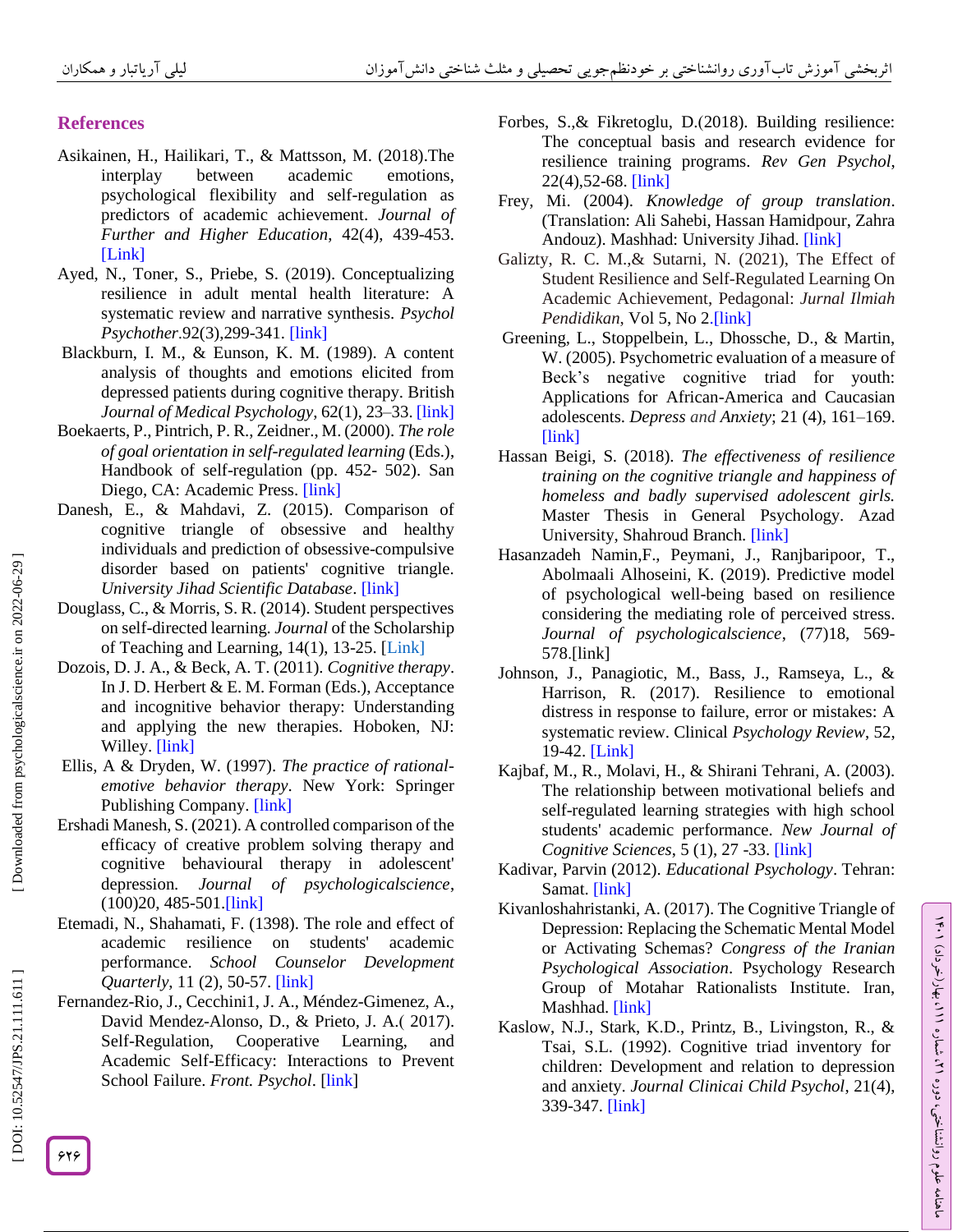## References

Asikainen, H., Hailikari, T., & Mattsson, M. (2018).The interplay between academic emotions, psychological flexibility and self-regulation as predictors of academic achievement. *Journal of Further and Higher Education*, 42(4), 439-453. [Link]

Ayed, N., Toner, S., Priebe, S. (2019). Conceptualizing resilience in adult mental health literature: A systematic review and narrative synthesis. *Psychol Psychother*.92(3),299-341. [link]

Blackburn, I. M., & Eunson, K. M. (1989). A content analysis of thoughts and emotions elicited from depressed patients during cognitive therapy. British *Journal of Medical Psychology*, 62(1), 23–33. [link]

Boekaerts, P., Pintrich, P. R., Zeidner., M. (2000). *The role of goal orientation in self-regulated learning* (Eds.), Handbook of self-regulation (pp. 452- 502). San Diego, CA: Academic Press. [link]

Danesh, E., & Mahdavi, Z. (2015). Comparison of cognitive triangle of obsessive and healthy individuals and prediction of obsessive-compulsive disorder based on patients' cognitive triangle. *University Jihad Scientific Database*. [link]

Douglass, C., & Morris, S. R. (2014). Student perspectives on self-directed learning. *Journal* of the Scholarship of Teaching and Learning, 14(1), 13-25. [Link]

Dozois, D. J. A., & Beck, A. T. (2011). *Cognitive therapy*. In J. D. Herbert & E. M. Forman (Eds.), Acceptance and incognitive behavior therapy: Understanding and applying the new therapies. Hoboken, NJ: Willey. [link]

Ellis, A & Dryden, W. (1997). *The practice of rational-emotive behavior therapy*. New York: Springer Publishing Company. [link]

Ershadi Manesh, S. (2021). A controlled comparison of the efficacy of creative problem solving therapy and cognitive behavioural therapy in adolescent' depression. *Journal of psychologicalscience*, (100)20, 485-501.[link]

Etemadi, N., Shahamati, F. (1398). The role and effect of academic resilience on students' academic performance. *School Counselor Development Quarterly*, 11 (2), 50-57. [link]

Fernandez-Rio, J., Cecchini1, J. A., Méndez-Gimenez, A., David Mendez-Alonso, D., & Prieto, J. A.( 2017). Self-Regulation, Cooperative Learning, and Academic Self-Efficacy: Interactions to Prevent School Failure. *Front. Psychol*. [link]

Forbes, S.,& Fikretoglu, D.(2018). Building resilience: The conceptual basis and research evidence for resilience training programs. *Rev Gen Psychol*, 22(4),52-68. [link]

Frey, Mi. (2004). *Knowledge of group translation*. (Translation: Ali Sahebi, Hassan Hamidpour, Zahra Andouz). Mashhad: University Jihad. [link]

Galizty, R. C. M.,& Sutarni, N. (2021), The Effect of Student Resilience and Self-Regulated Learning On Academic Achievement, Pedagonal: *Jurnal Ilmiah Pendidikan*, Vol 5, No 2.[link]

Greening, L., Stoppelbein, L., Dhossche, D., & Martin, W. (2005). Psychometric evaluation of a measure of Beck's negative cognitive triad for youth: Applications for African-America and Caucasian adolescents. *Depress and Anxiety*; 21 (4), 161–169. [link]

Hassan Beigi, S. (2018). *The effectiveness of resilience training on the cognitive triangle and happiness of homeless and badly supervised adolescent girls.* Master Thesis in General Psychology. Azad University, Shahroud Branch. [link]

Hasanzadeh Namin,F., Peymani, J., Ranjbaripoor, T., Abolmaali Alhoseini, K. (2019). Predictive model of psychological well-being based on resilience considering the mediating role of perceived stress. *Journal of psychologicalscience*, (77)18, 569-578.[link]

Johnson, J., Panagiotic, M., Bass, J., Ramseya, L., & Harrison, R. (2017). Resilience to emotional distress in response to failure, error or mistakes: A systematic review. Clinical *Psychology Review*, 52, 19-42. [Link]

Kajbaf, M., R., Molavi, H., & Shirani Tehrani, A. (2003). The relationship between motivational beliefs and self-regulated learning strategies with high school students' academic performance. *New Journal of Cognitive Sciences*, 5 (1), 27 -33. [link]

Kadivar, Parvin (2012). *Educational Psychology*. Tehran: Samat. [link]

Kivanloshahristanki, A. (2017). The Cognitive Triangle of Depression: Replacing the Schematic Mental Model or Activating Schemas? *Congress of the Iranian Psychological Association*. Psychology Research Group of Motahar Rationalists Institute. Iran, Mashhad. [link]

Kaslow, N.J., Stark, K.D., Printz, B., Livingston, R., & Tsai, S.L. (1992). Cognitive triad inventory for children: Development and relation to depression and anxiety. *Journal Clinicai Child Psychol*, 21(4), 339-347. [link]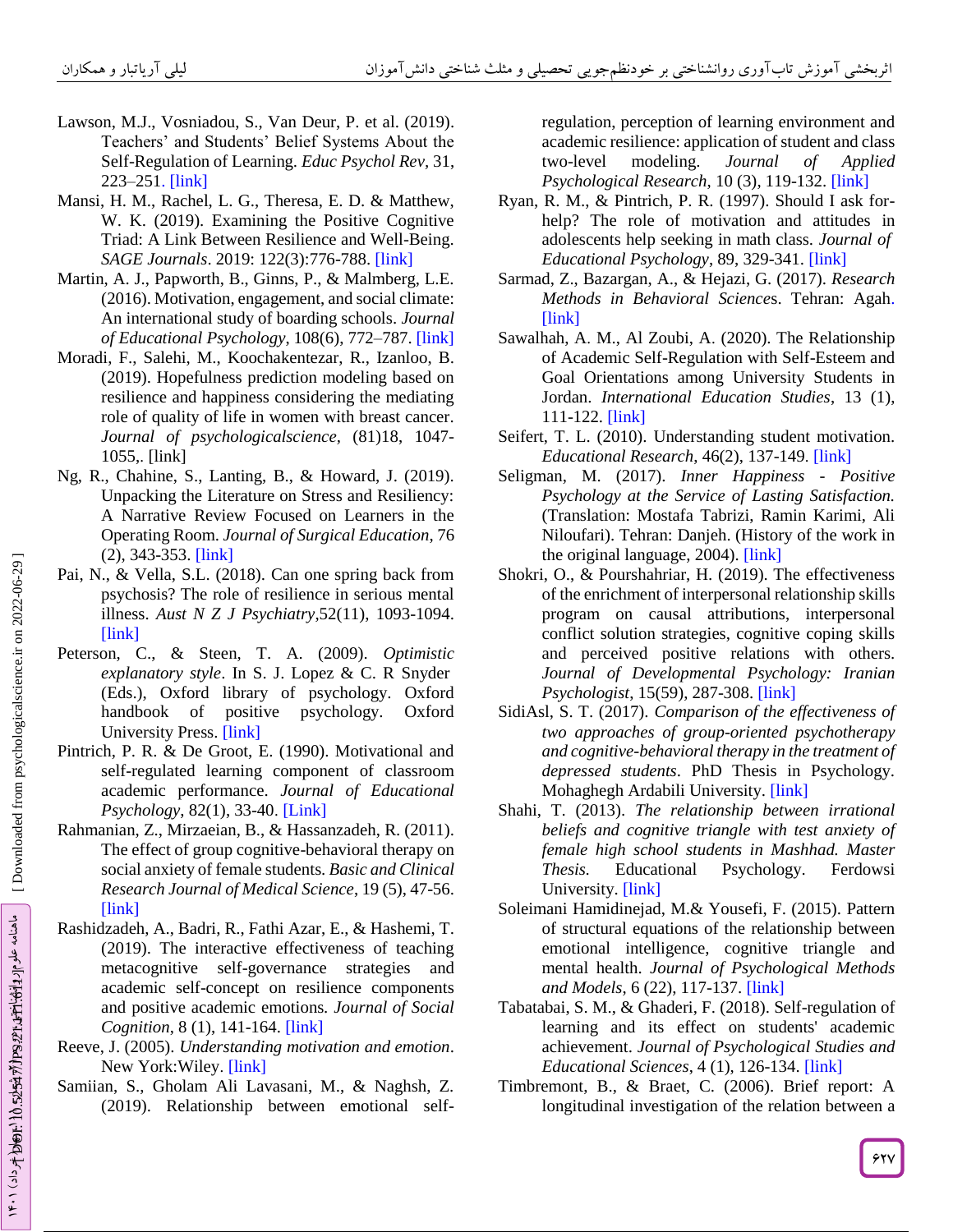Lawson, M.J., Vosniadou, S., Van Deur, P. et al. (2019). Teachers' and Students' Belief Systems About the Self-Regulation of Learning. *Educ Psychol Rev*, 31, 223–251. [link]

Mansi, H. M., Rachel, L. G., Theresa, E. D. & Matthew, W. K. (2019). Examining the Positive Cognitive Triad: A Link Between Resilience and Well-Being. *SAGE Journals*. 2019: 122(3):776-788. [link]

Martin, A. J., Papworth, B., Ginns, P., & Malmberg, L.E. (2016). Motivation, engagement, and social climate: An international study of boarding schools. *Journal of Educational Psychology*, 108(6), 772–787. [link]

Moradi, F., Salehi, M., Koochakentezar, R., Izanloo, B. (2019). Hopefulness prediction modeling based on resilience and happiness considering the mediating role of quality of life in women with breast cancer. *Journal of psychologicalscience*, (81)18, 1047-1055,. [link]

Ng, R., Chahine, S., Lanting, B., & Howard, J. (2019). Unpacking the Literature on Stress and Resiliency: A Narrative Review Focused on Learners in the Operating Room. *Journal of Surgical Education*, 76 (2), 343-353. [link]

Pai, N., & Vella, S.L. (2018). Can one spring back from psychosis? The role of resilience in serious mental illness. *Aust N Z J Psychiatry*,52(11), 1093-1094. [link]

Peterson, C., & Steen, T. A. (2009). *Optimistic explanatory style*. In S. J. Lopez & C. R Snyder (Eds.), Oxford library of psychology. Oxford handbook of positive psychology. Oxford University Press. [link]

Pintrich, P. R. & De Groot, E. (1990). Motivational and self-regulated learning component of classroom academic performance. *Journal of Educational Psychology*, 82(1), 33-40. [Link]

Rahmanian, Z., Mirzaeian, B., & Hassanzadeh, R. (2011). The effect of group cognitive-behavioral therapy on social anxiety of female students. *Basic and Clinical Research Journal of Medical Science*, 19 (5), 47-56. [link]

Rashidzadeh, A., Badri, R., Fathi Azar, E., & Hashemi, T. (2019). The interactive effectiveness of teaching metacognitive self-governance strategies and academic self-concept on resilience components and positive academic emotions. *Journal of Social Cognition*, 8 (1), 141-164. [link]

Reeve, J. (2005). *Understanding motivation and emotion*. New York:Wiley. [link]

Samiian, S., Gholam Ali Lavasani, M., & Naghsh, Z. (2019). Relationship between emotional self-regulation, perception of learning environment and academic resilience: application of student and class two-level modeling. *Journal of Applied Psychological Research*, 10 (3), 119-132. [link]

Ryan, R. M., & Pintrich, P. R. (1997). Should I ask for-help? The role of motivation and attitudes in adolescents help seeking in math class. *Journal of Educational Psychology*, 89, 329-341. [link]

Sarmad, Z., Bazargan, A., & Hejazi, G. (2017). *Research Methods in Behavioral Sciences*. Tehran: Agah. [link]

Sawalhah, A. M., Al Zoubi, A. (2020). The Relationship of Academic Self-Regulation with Self-Esteem and Goal Orientations among University Students in Jordan. *International Education Studies*, 13 (1), 111-122. [link]

Seifert, T. L. (2010). Understanding student motivation. *Educational Research*, 46(2), 137-149. [link]

Seligman, M. (2017). *Inner Happiness - Positive Psychology at the Service of Lasting Satisfaction.* (Translation: Mostafa Tabrizi, Ramin Karimi, Ali Niloufari). Tehran: Danjeh. (History of the work in the original language, 2004). [link]

Shokri, O., & Pourshahriar, H. (2019). The effectiveness of the enrichment of interpersonal relationship skills program on causal attributions, interpersonal conflict solution strategies, cognitive coping skills and perceived positive relations with others. *Journal of Developmental Psychology: Iranian Psychologist*, 15(59), 287-308. [link]

SidiAsl, S. T. (2017). *Comparison of the effectiveness of two approaches of group-oriented psychotherapy and cognitive-behavioral therapy in the treatment of depressed students*. PhD Thesis in Psychology. Mohaghegh Ardabili University. [link]

Shahi, T. (2013). *The relationship between irrational beliefs and cognitive triangle with test anxiety of female high school students in Mashhad. Master Thesis.* Educational Psychology. Ferdowsi University. [link]

Soleimani Hamidinejad, M.& Yousefi, F. (2015). Pattern of structural equations of the relationship between emotional intelligence, cognitive triangle and mental health. *Journal of Psychological Methods and Models*, 6 (22), 117-137. [link]

Tabatabai, S. M., & Ghaderi, F. (2018). Self-regulation of learning and its effect on students' academic achievement. *Journal of Psychological Studies and Educational Sciences*, 4 (1), 126-134. [link]

Timbremont, B., & Braet, C. (2006). Brief report: A longitudinal investigation of the relation between a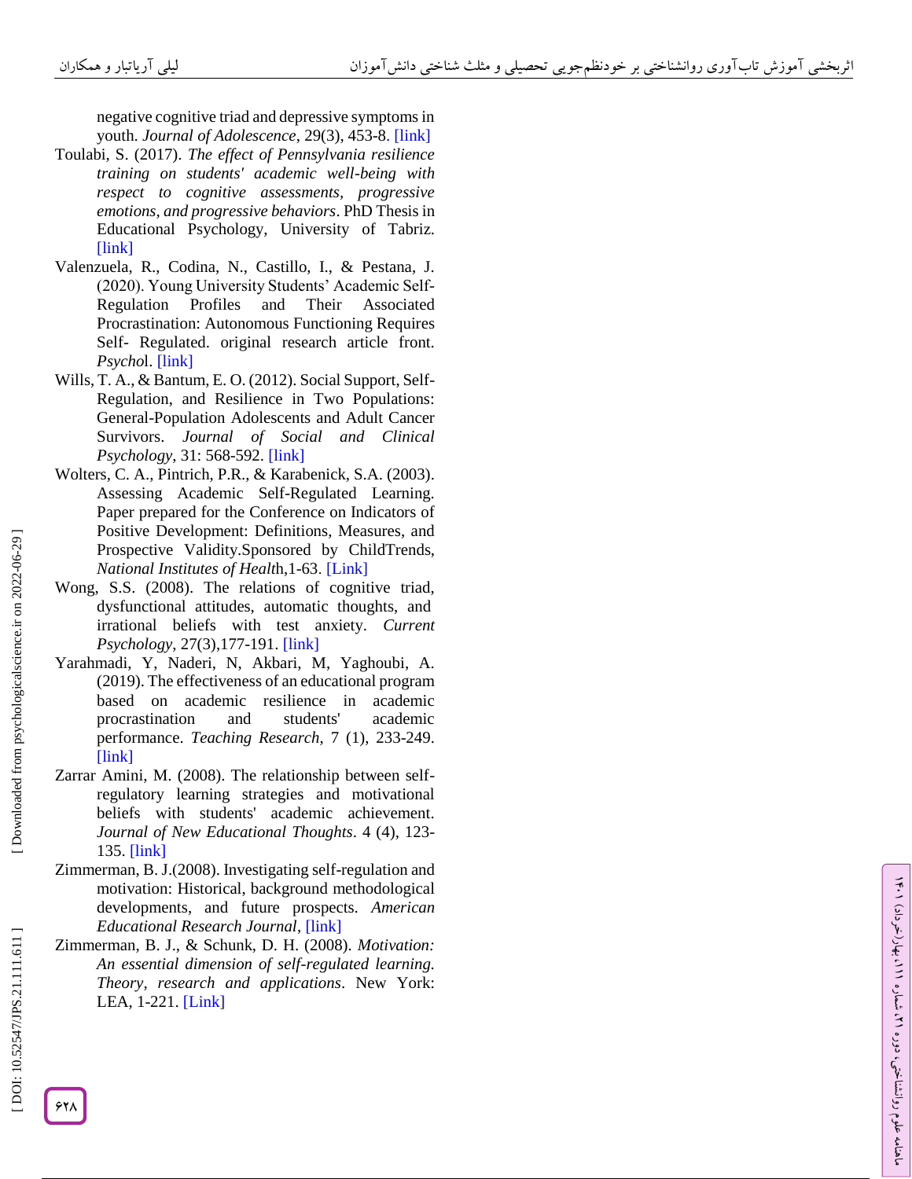negative cognitive triad and depressive symptoms in youth. *Journal of Adolescence*, 29(3), 453-8. [link]

Toulabi, S. (2017). *The effect of Pennsylvania resilience training on students' academic well-being with respect to cognitive assessments, progressive emotions, and progressive behaviors*. PhD Thesis in Educational Psychology, University of Tabriz. [link]

Valenzuela, R., Codina, N., Castillo, I., & Pestana, J. (2020). Young University Students' Academic Self-Regulation Profiles and Their Associated Procrastination: Autonomous Functioning Requires Self- Regulated. original research article front. *Psycho*l. [link]

Wills, T. A., & Bantum, E. O. (2012). Social Support, Self-Regulation, and Resilience in Two Populations: General-Population Adolescents and Adult Cancer Survivors. *Journal of Social and Clinical Psychology*, 31: 568-592. [link]

Wolters, C. A., Pintrich, P.R., & Karabenick, S.A. (2003). Assessing Academic Self-Regulated Learning. Paper prepared for the Conference on Indicators of Positive Development: Definitions, Measures, and Prospective Validity.Sponsored by ChildTrends, *National Institutes of Healt*h,1-63. [Link]

Wong, S.S. (2008). The relations of cognitive triad, dysfunctional attitudes, automatic thoughts, and irrational beliefs with test anxiety. *Current Psychology*, 27(3),177-191. [link]

Yarahmadi, Y, Naderi, N, Akbari, M, Yaghoubi, A. (2019). The effectiveness of an educational program based on academic resilience in academic procrastination and students' academic performance. *Teaching Research*, 7 (1), 233-249. [link]

Zarrar Amini, M. (2008). The relationship between self-regulatory learning strategies and motivational beliefs with students' academic achievement. *Journal of New Educational Thoughts*. 4 (4), 123-135. [link]

Zimmerman, B. J.(2008). Investigating self-regulation and motivation: Historical, background methodological developments, and future prospects. *American Educational Research Journal*, [link]

Zimmerman, B. J., & Schunk, D. H. (2008). *Motivation: An essential dimension of self-regulated learning. Theory, research and applications*. New York: LEA, 1-221. [Link]